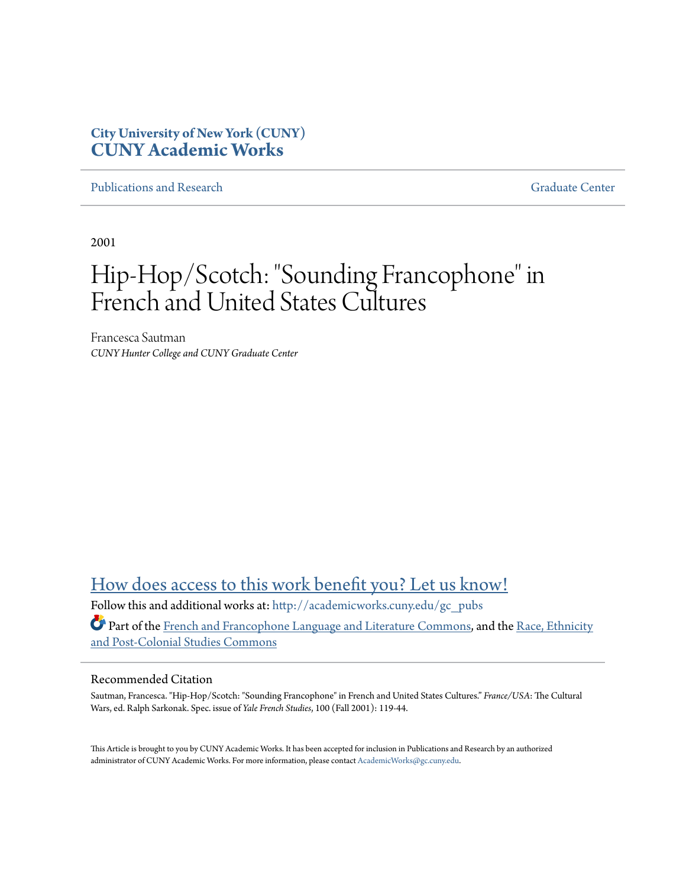# City University of New York (CUNY)
# CUNY Academic Works

Publications and Research — Graduate Center

2001

# Hip-Hop/Scotch: "Sounding Francophone" in French and United States Cultures

Francesca Sautman
*CUNY Hunter College and CUNY Graduate Center*

How does access to this work benefit you? Let us know!

Follow this and additional works at: http://academicworks.cuny.edu/gc_pubs

Part of the French and Francophone Language and Literature Commons, and the Race, Ethnicity and Post-Colonial Studies Commons

## Recommended Citation

Sautman, Francesca. "Hip-Hop/Scotch: "Sounding Francophone" in French and United States Cultures." *France/USA*: The Cultural Wars, ed. Ralph Sarkonak. Spec. issue of *Yale French Studies*, 100 (Fall 2001): 119-44.

This Article is brought to you by CUNY Academic Works. It has been accepted for inclusion in Publications and Research by an authorized administrator of CUNY Academic Works. For more information, please contact AcademicWorks@gc.cuny.edu.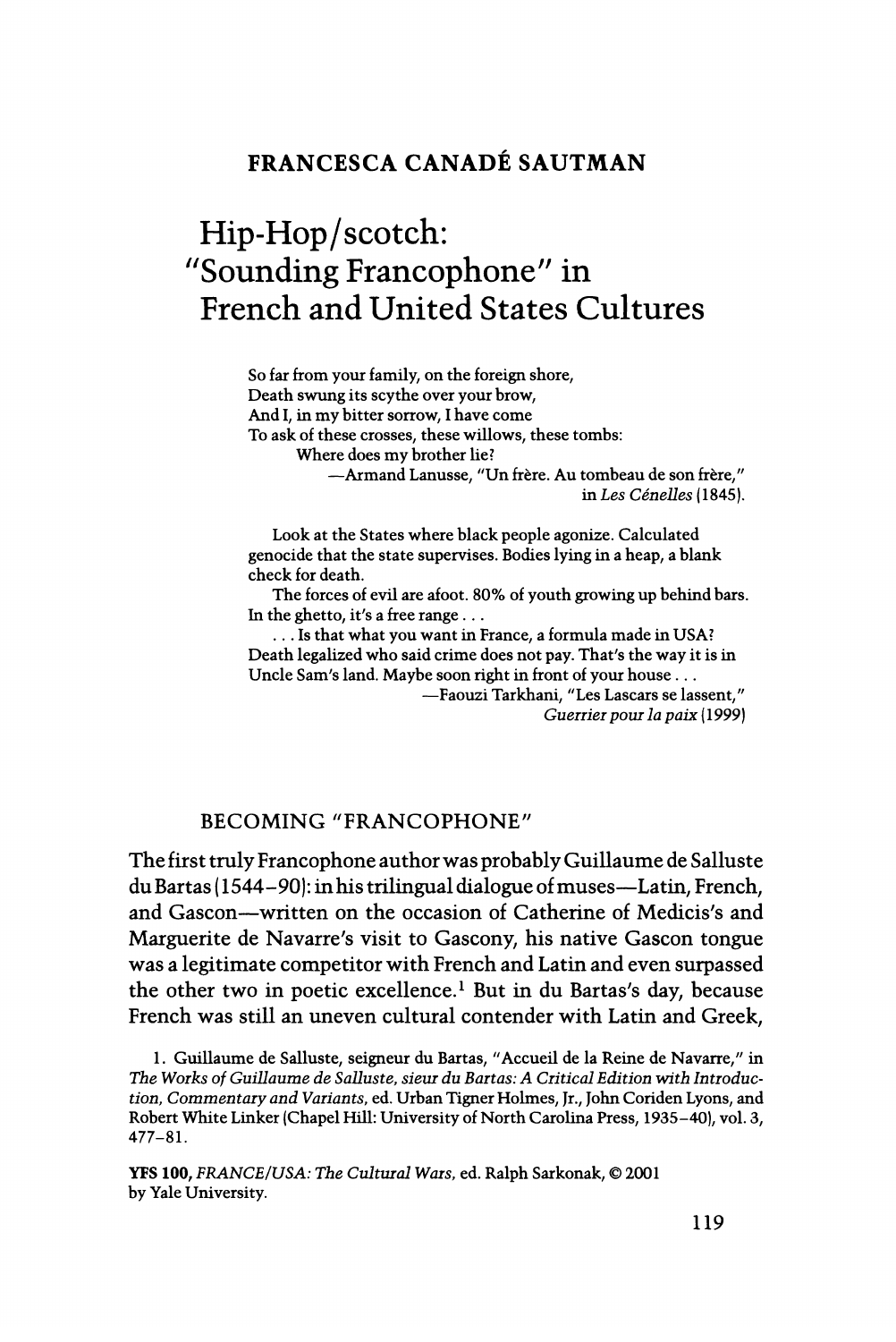## FRANCESCA CANADÉ SAUTMAN

# Hip-Hop/scotch: "Sounding Francophone" in French and United States Cultures

> So far from your family, on the foreign shore,
> Death swung its scythe over your brow,
> And I, in my bitter sorrow, I have come
> To ask of these crosses, these willows, these tombs:
> Where does my brother lie?
>
> —Armand Lanusse, "Un frère. Au tombeau de son frère," in *Les Cénelles* (1845).

> Look at the States where black people agonize. Calculated genocide that the state supervises. Bodies lying in a heap, a blank check for death.
>
> The forces of evil are afoot. 80% of youth growing up behind bars. In the ghetto, it's a free range . . .
>
> . . . Is that what you want in France, a formula made in USA? Death legalized who said crime does not pay. That's the way it is in Uncle Sam's land. Maybe soon right in front of your house . . .
>
> —Faouzi Tarkhani, "Les Lascars se lassent," *Guerrier pour la paix* (1999)

### BECOMING "FRANCOPHONE"

The first truly Francophone author was probably Guillaume de Salluste du Bartas (1544–90): in his trilingual dialogue of muses—Latin, French, and Gascon—written on the occasion of Catherine of Medicis's and Marguerite de Navarre's visit to Gascony, his native Gascon tongue was a legitimate competitor with French and Latin and even surpassed the other two in poetic excellence.[1] But in du Bartas's day, because French was still an uneven cultural contender with Latin and Greek,

1. Guillaume de Salluste, seigneur du Bartas, "Accueil de la Reine de Navarre," in *The Works of Guillaume de Salluste, sieur du Bartas: A Critical Edition with Introduction, Commentary and Variants*, ed. Urban Tigner Holmes, Jr., John Coriden Lyons, and Robert White Linker (Chapel Hill: University of North Carolina Press, 1935–40), vol. 3, 477–81.

**YFS 100,** *FRANCE/USA: The Cultural Wars*, ed. Ralph Sarkonak, © 2001 by Yale University.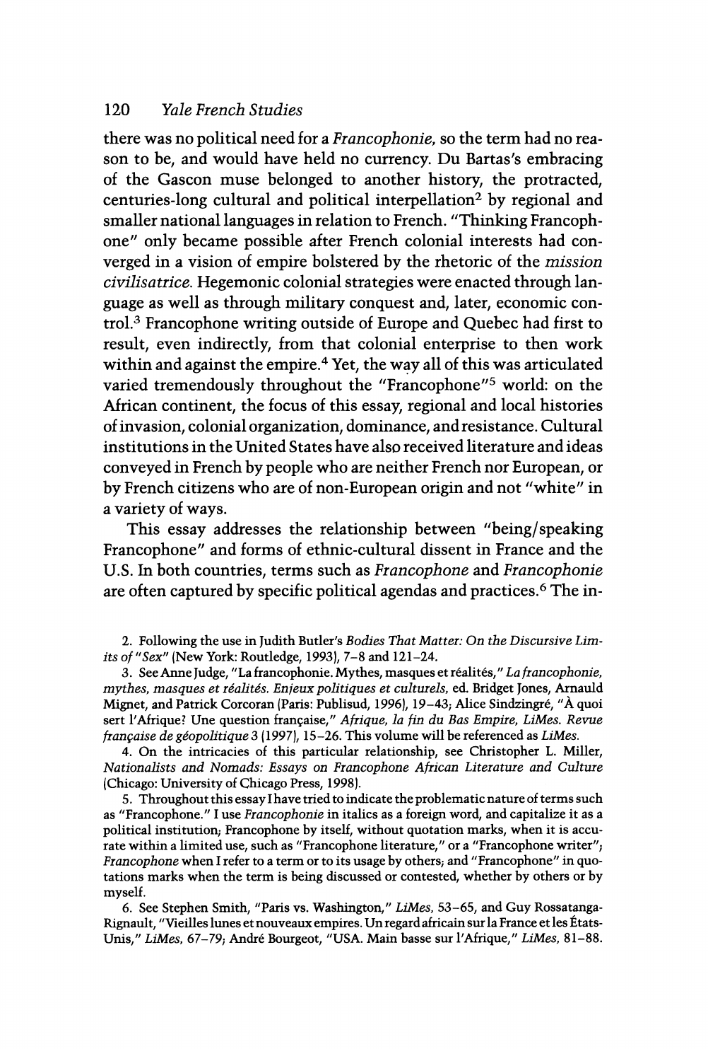there was no political need for a *Francophonie*, so the term had no reason to be, and would have held no currency. Du Bartas's embracing of the Gascon muse belonged to another history, the protracted, centuries-long cultural and political interpellation[2] by regional and smaller national languages in relation to French. "Thinking Francophone" only became possible after French colonial interests had converged in a vision of empire bolstered by the rhetoric of the *mission civilisatrice*. Hegemonic colonial strategies were enacted through language as well as through military conquest and, later, economic control.[3] Francophone writing outside of Europe and Quebec had first to result, even indirectly, from that colonial enterprise to then work within and against the empire.[4] Yet, the way all of this was articulated varied tremendously throughout the "Francophone"[5] world: on the African continent, the focus of this essay, regional and local histories of invasion, colonial organization, dominance, and resistance. Cultural institutions in the United States have also received literature and ideas conveyed in French by people who are neither French nor European, or by French citizens who are of non-European origin and not "white" in a variety of ways.

This essay addresses the relationship between "being/speaking Francophone" and forms of ethnic-cultural dissent in France and the U.S. In both countries, terms such as *Francophone* and *Francophonie* are often captured by specific political agendas and practices.[6] The in-

2. Following the use in Judith Butler's *Bodies That Matter: On the Discursive Limits of "Sex"* (New York: Routledge, 1993), 7–8 and 121–24.

3. See Anne Judge, "La francophonie. Mythes, masques et réalités," *La francophonie, mythes, masques et réalités. Enjeux politiques et culturels*, ed. Bridget Jones, Arnauld Mignet, and Patrick Corcoran (Paris: Publisud, 1996), 19–43; Alice Sindzingré, "À quoi sert l'Afrique? Une question française," *Afrique, la fin du Bas Empire, LiMes. Revue française de géopolitique* 3 (1997), 15–26. This volume will be referenced as *LiMes*.

4. On the intricacies of this particular relationship, see Christopher L. Miller, *Nationalists and Nomads: Essays on Francophone African Literature and Culture* (Chicago: University of Chicago Press, 1998).

5. Throughout this essay I have tried to indicate the problematic nature of terms such as "Francophone." I use *Francophonie* in italics as a foreign word, and capitalize it as a political institution; Francophone by itself, without quotation marks, when it is accurate within a limited use, such as "Francophone literature," or a "Francophone writer"; *Francophone* when I refer to a term or to its usage by others; and "Francophone" in quotations marks when the term is being discussed or contested, whether by others or by myself.

6. See Stephen Smith, "Paris vs. Washington," *LiMes*, 53–65, and Guy Rossatanga-Rignault, "Vieilles lunes et nouveaux empires. Un regard africain sur la France et les États-Unis," *LiMes*, 67–79; André Bourgeot, "USA. Main basse sur l'Afrique," *LiMes*, 81–88.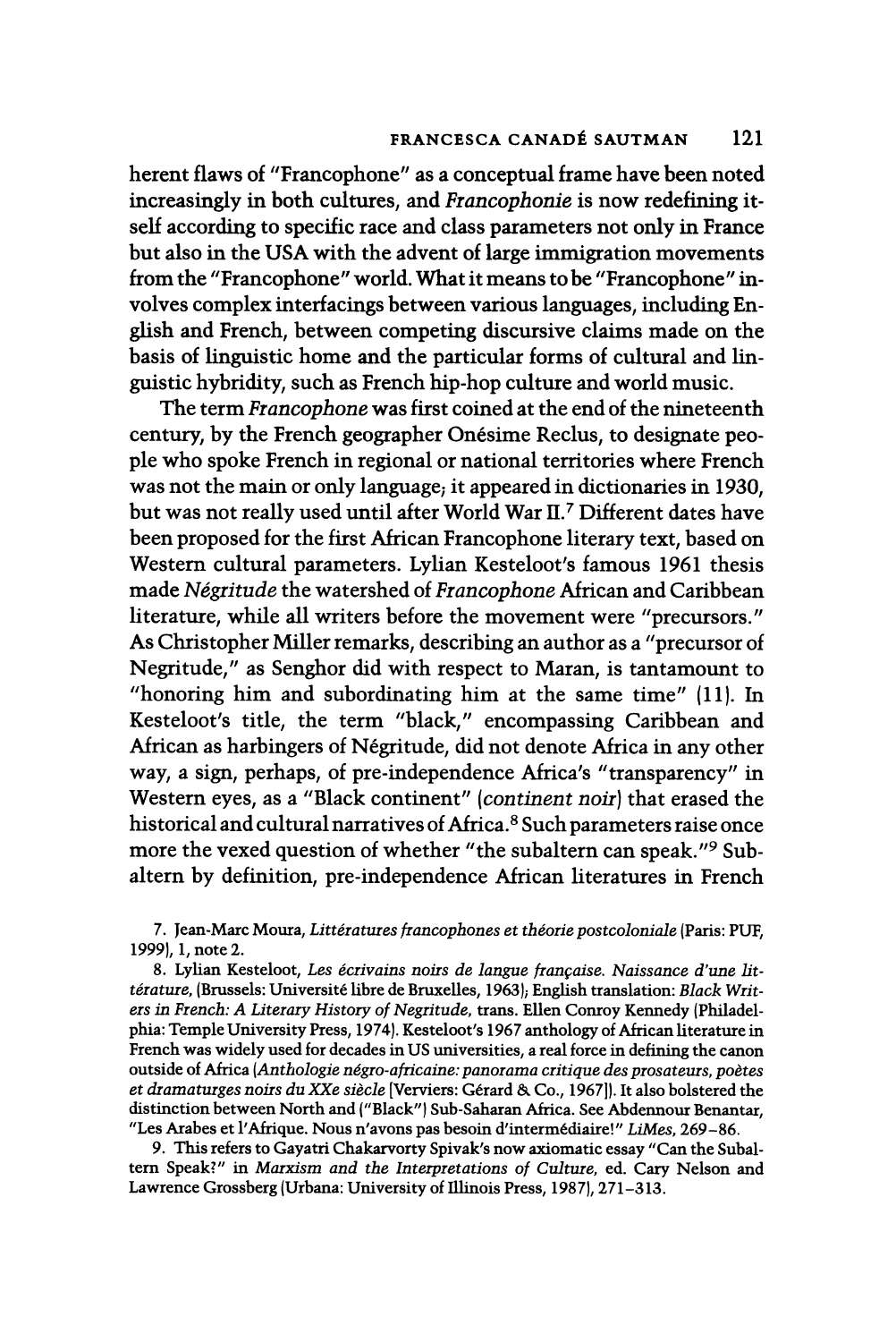herent flaws of "Francophone" as a conceptual frame have been noted increasingly in both cultures, and *Francophonie* is now redefining itself according to specific race and class parameters not only in France but also in the USA with the advent of large immigration movements from the "Francophone" world. What it means to be "Francophone" involves complex interfacings between various languages, including English and French, between competing discursive claims made on the basis of linguistic home and the particular forms of cultural and linguistic hybridity, such as French hip-hop culture and world music.

The term *Francophone* was first coined at the end of the nineteenth century, by the French geographer Onésime Reclus, to designate people who spoke French in regional or national territories where French was not the main or only language; it appeared in dictionaries in 1930, but was not really used until after World War II.[7] Different dates have been proposed for the first African Francophone literary text, based on Western cultural parameters. Lylian Kesteloot's famous 1961 thesis made *Négritude* the watershed of *Francophone* African and Caribbean literature, while all writers before the movement were "precursors." As Christopher Miller remarks, describing an author as a "precursor of Negritude," as Senghor did with respect to Maran, is tantamount to "honoring him and subordinating him at the same time" (11). In Kesteloot's title, the term "black," encompassing Caribbean and African as harbingers of Négritude, did not denote Africa in any other way, a sign, perhaps, of pre-independence Africa's "transparency" in Western eyes, as a "Black continent" (*continent noir*) that erased the historical and cultural narratives of Africa.[8] Such parameters raise once more the vexed question of whether "the subaltern can speak."[9] Subaltern by definition, pre-independence African literatures in French

7. Jean-Marc Moura, *Littératures francophones et théorie postcoloniale* (Paris: PUF, 1999), 1, note 2.

8. Lylian Kesteloot, *Les écrivains noirs de langue française. Naissance d'une littérature*, (Brussels: Université libre de Bruxelles, 1963); English translation: *Black Writers in French: A Literary History of Negritude*, trans. Ellen Conroy Kennedy (Philadelphia: Temple University Press, 1974). Kesteloot's 1967 anthology of African literature in French was widely used for decades in US universities, a real force in defining the canon outside of Africa (*Anthologie négro-africaine: panorama critique des prosateurs, poètes et dramaturges noirs du XXe siècle* [Verviers: Gérard & Co., 1967]). It also bolstered the distinction between North and ("Black") Sub-Saharan Africa. See Abdennour Benantar, "Les Arabes et l'Afrique. Nous n'avons pas besoin d'intermédiaire!" *LiMes*, 269–86.

9. This refers to Gayatri Chakarvorty Spivak's now axiomatic essay "Can the Subaltern Speak?" in *Marxism and the Interpretations of Culture*, ed. Cary Nelson and Lawrence Grossberg (Urbana: University of Illinois Press, 1987), 271–313.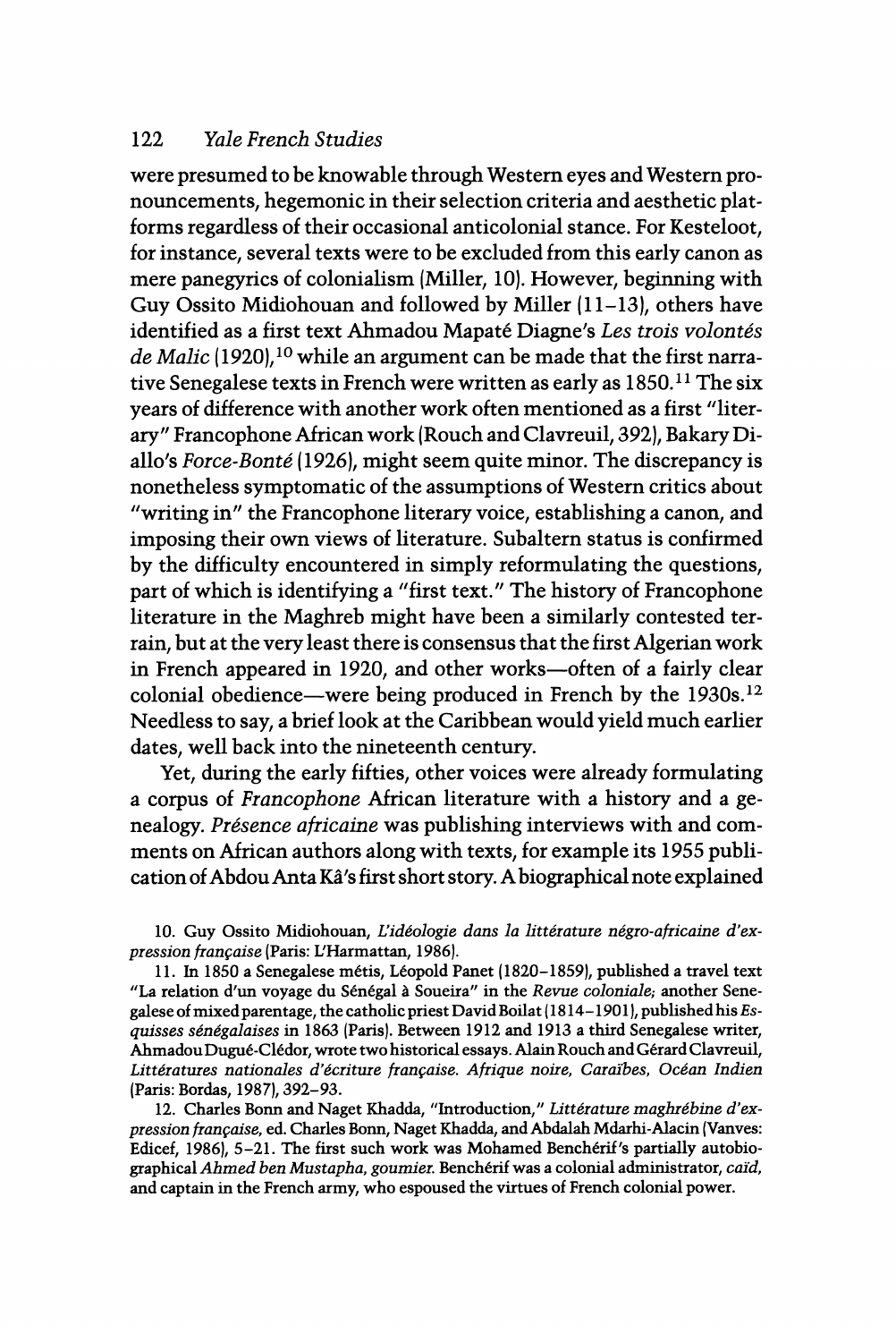were presumed to be knowable through Western eyes and Western pronouncements, hegemonic in their selection criteria and aesthetic platforms regardless of their occasional anticolonial stance. For Kesteloot, for instance, several texts were to be excluded from this early canon as mere panegyrics of colonialism (Miller, 10). However, beginning with Guy Ossito Midiohouan and followed by Miller (11–13), others have identified as a first text Ahmadou Mapaté Diagne's *Les trois volontés de Malic* (1920),[10] while an argument can be made that the first narrative Senegalese texts in French were written as early as 1850.[11] The six years of difference with another work often mentioned as a first "literary" Francophone African work (Rouch and Clavreuil, 392), Bakary Diallo's *Force-Bonté* (1926), might seem quite minor. The discrepancy is nonetheless symptomatic of the assumptions of Western critics about "writing in" the Francophone literary voice, establishing a canon, and imposing their own views of literature. Subaltern status is confirmed by the difficulty encountered in simply reformulating the questions, part of which is identifying a "first text." The history of Francophone literature in the Maghreb might have been a similarly contested terrain, but at the very least there is consensus that the first Algerian work in French appeared in 1920, and other works—often of a fairly clear colonial obedience—were being produced in French by the 1930s.[12] Needless to say, a brief look at the Caribbean would yield much earlier dates, well back into the nineteenth century.

Yet, during the early fifties, other voices were already formulating a corpus of *Francophone* African literature with a history and a genealogy. *Présence africaine* was publishing interviews with and comments on African authors along with texts, for example its 1955 publication of Abdou Anta Kâ's first short story. A biographical note explained

10. Guy Ossito Midiohouan, *L'idéologie dans la littérature négro-africaine d'expression française* (Paris: L'Harmattan, 1986).

11. In 1850 a Senegalese métis, Léopold Panet (1820–1859), published a travel text "La relation d'un voyage du Sénégal à Soueira" in the *Revue coloniale*; another Senegalese of mixed parentage, the catholic priest David Boilat (1814–1901), published his *Esquisses sénégalaises* in 1863 (Paris). Between 1912 and 1913 a third Senegalese writer, Ahmadou Dugué-Clédor, wrote two historical essays. Alain Rouch and Gérard Clavreuil, *Littératures nationales d'écriture française. Afrique noire, Caraïbes, Océan Indien* (Paris: Bordas, 1987), 392–93.

12. Charles Bonn and Naget Khadda, "Introduction," *Littérature maghrébine d'expression française*, ed. Charles Bonn, Naget Khadda, and Abdalah Mdarhi-Alacin (Vanves: Edicef, 1986), 5–21. The first such work was Mohamed Benchérif's partially autobiographical *Ahmed ben Mustapha, goumier*. Benchérif was a colonial administrator, *caïd*, and captain in the French army, who espoused the virtues of French colonial power.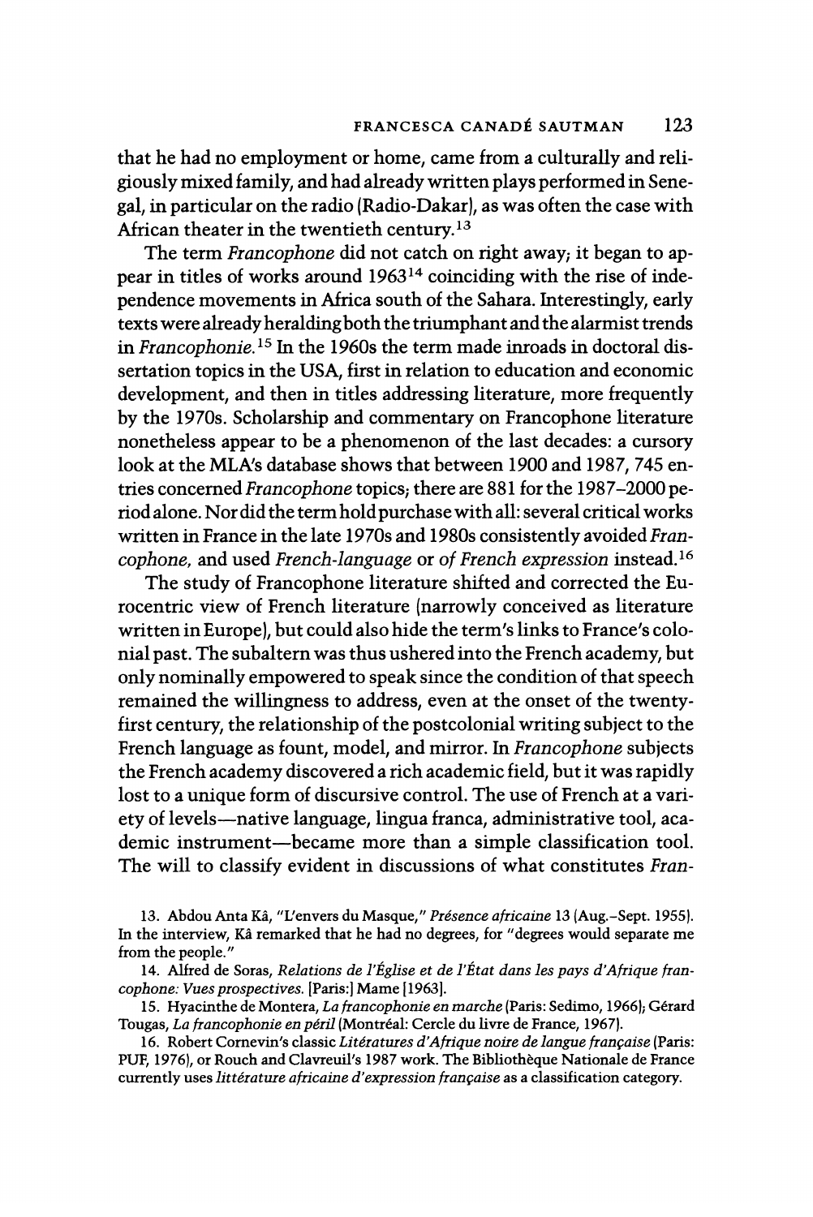that he had no employment or home, came from a culturally and religiously mixed family, and had already written plays performed in Senegal, in particular on the radio (Radio-Dakar), as was often the case with African theater in the twentieth century.[13]

The term *Francophone* did not catch on right away; it began to appear in titles of works around 1963[14] coinciding with the rise of independence movements in Africa south of the Sahara. Interestingly, early texts were already heralding both the triumphant and the alarmist trends in *Francophonie.*[15] In the 1960s the term made inroads in doctoral dissertation topics in the USA, first in relation to education and economic development, and then in titles addressing literature, more frequently by the 1970s. Scholarship and commentary on Francophone literature nonetheless appear to be a phenomenon of the last decades: a cursory look at the MLA's database shows that between 1900 and 1987, 745 entries concerned *Francophone* topics; there are 881 for the 1987–2000 period alone. Nor did the term hold purchase with all: several critical works written in France in the late 1970s and 1980s consistently avoided *Francophone,* and used *French-language* or *of French expression* instead.[16]

The study of Francophone literature shifted and corrected the Eurocentric view of French literature (narrowly conceived as literature written in Europe), but could also hide the term's links to France's colonial past. The subaltern was thus ushered into the French academy, but only nominally empowered to speak since the condition of that speech remained the willingness to address, even at the onset of the twenty-first century, the relationship of the postcolonial writing subject to the French language as fount, model, and mirror. In *Francophone* subjects the French academy discovered a rich academic field, but it was rapidly lost to a unique form of discursive control. The use of French at a variety of levels—native language, lingua franca, administrative tool, academic instrument—became more than a simple classification tool. The will to classify evident in discussions of what constitutes *Fran-*

13. Abdou Anta Kâ, "L'envers du Masque," *Présence africaine* 13 (Aug.–Sept. 1955). In the interview, Kâ remarked that he had no degrees, for "degrees would separate me from the people."

14. Alfred de Soras, *Relations de l'Église et de l'État dans les pays d'Afrique francophone: Vues prospectives.* [Paris:] Mame [1963].

15. Hyacinthe de Montera, *La francophonie en marche* (Paris: Sedimo, 1966); Gérard Tougas, *La francophonie en péril* (Montréal: Cercle du livre de France, 1967).

16. Robert Cornevin's classic *Littératures d'Afrique noire de langue française* (Paris: PUF, 1976), or Rouch and Clavreuil's 1987 work. The Bibliothèque Nationale de France currently uses *littérature africaine d'expression française* as a classification category.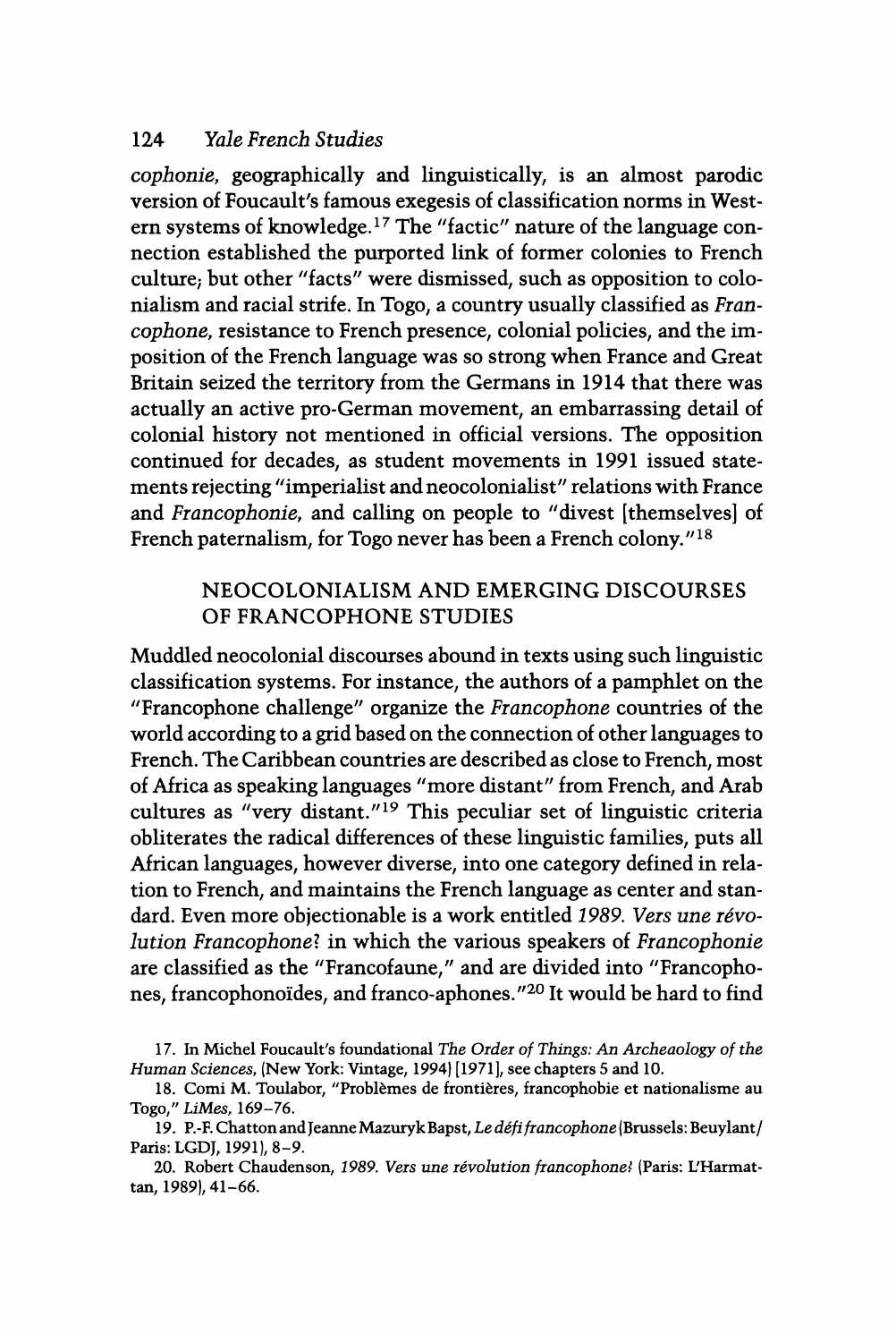cophonie, geographically and linguistically, is an almost parodic version of Foucault's famous exegesis of classification norms in Western systems of knowledge.[17] The "factic" nature of the language connection established the purported link of former colonies to French culture; but other "facts" were dismissed, such as opposition to colonialism and racial strife. In Togo, a country usually classified as *Francophone*, resistance to French presence, colonial policies, and the imposition of the French language was so strong when France and Great Britain seized the territory from the Germans in 1914 that there was actually an active pro-German movement, an embarrassing detail of colonial history not mentioned in official versions. The opposition continued for decades, as student movements in 1991 issued statements rejecting "imperialist and neocolonialist" relations with France and *Francophonie*, and calling on people to "divest [themselves] of French paternalism, for Togo never has been a French colony."[18]

## NEOCOLONIALISM AND EMERGING DISCOURSES OF FRANCOPHONE STUDIES

Muddled neocolonial discourses abound in texts using such linguistic classification systems. For instance, the authors of a pamphlet on the "Francophone challenge" organize the *Francophone* countries of the world according to a grid based on the connection of other languages to French. The Caribbean countries are described as close to French, most of Africa as speaking languages "more distant" from French, and Arab cultures as "very distant."[19] This peculiar set of linguistic criteria obliterates the radical differences of these linguistic families, puts all African languages, however diverse, into one category defined in relation to French, and maintains the French language as center and standard. Even more objectionable is a work entitled *1989. Vers une révolution Francophone?* in which the various speakers of *Francophonie* are classified as the "Francofaune," and are divided into "Francophones, francophonoïdes, and franco-aphones."[20] It would be hard to find

17. In Michel Foucault's foundational *The Order of Things: An Archeaology of the Human Sciences*, (New York: Vintage, 1994) [1971], see chapters 5 and 10.

18. Comi M. Toulabor, "Problèmes de frontières, francophobie et nationalisme au Togo," *LiMes*, 169–76.

19. P.-F. Chatton and Jeanne Mazuryk Bapst, *Le défi francophone* (Brussels: Beuylant/Paris: LGDJ, 1991), 8–9.

20. Robert Chaudenson, *1989. Vers une révolution francophone?* (Paris: L'Harmattan, 1989), 41–66.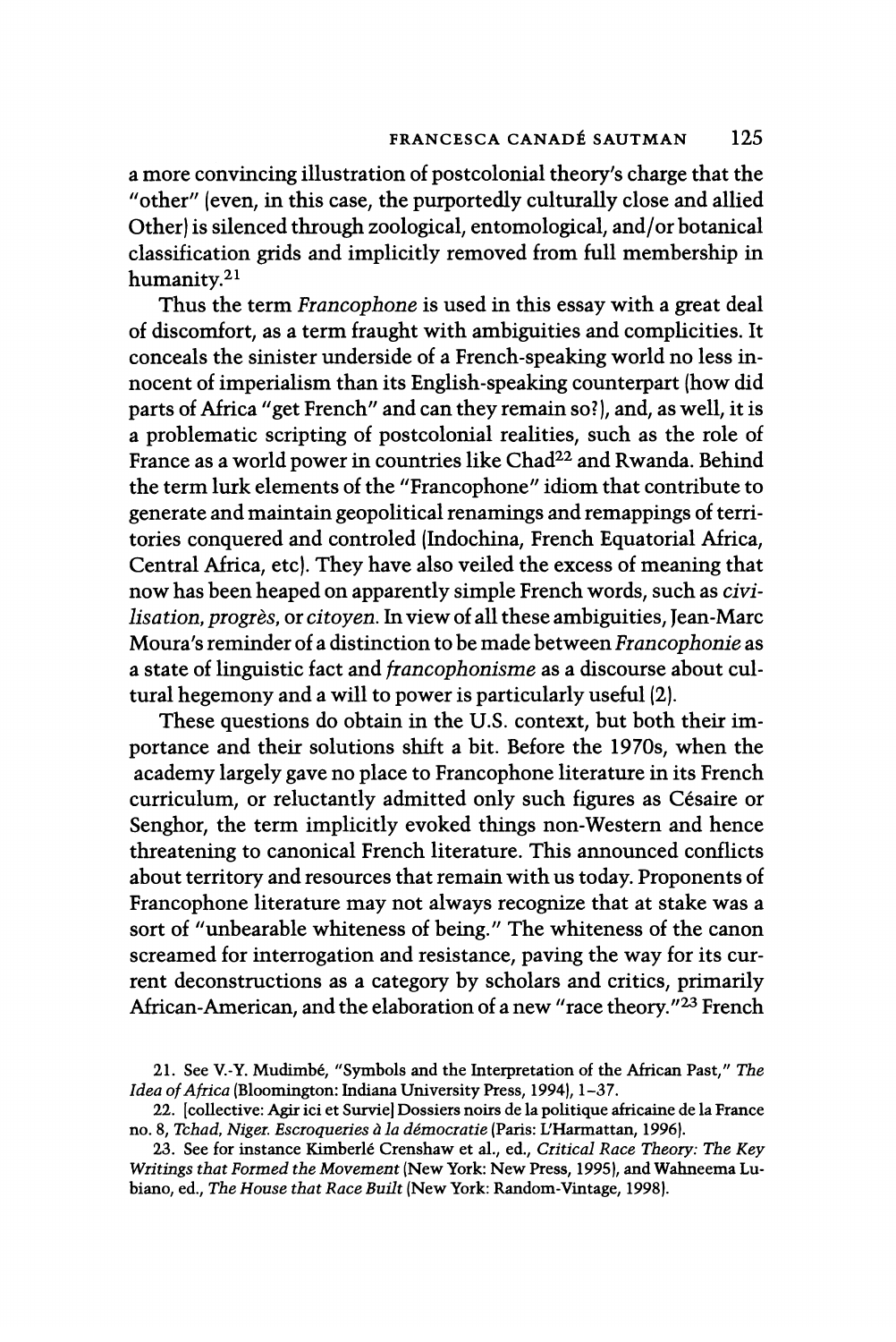a more convincing illustration of postcolonial theory's charge that the "other" (even, in this case, the purportedly culturally close and allied Other) is silenced through zoological, entomological, and/or botanical classification grids and implicitly removed from full membership in humanity.[21]

Thus the term *Francophone* is used in this essay with a great deal of discomfort, as a term fraught with ambiguities and complicities. It conceals the sinister underside of a French-speaking world no less innocent of imperialism than its English-speaking counterpart (how did parts of Africa "get French" and can they remain so?), and, as well, it is a problematic scripting of postcolonial realities, such as the role of France as a world power in countries like Chad[22] and Rwanda. Behind the term lurk elements of the "Francophone" idiom that contribute to generate and maintain geopolitical renamings and remappings of territories conquered and controled (Indochina, French Equatorial Africa, Central Africa, etc). They have also veiled the excess of meaning that now has been heaped on apparently simple French words, such as *civilisation, progrès,* or *citoyen.* In view of all these ambiguities, Jean-Marc Moura's reminder of a distinction to be made between *Francophonie* as a state of linguistic fact and *francophonisme* as a discourse about cultural hegemony and a will to power is particularly useful (2).

These questions do obtain in the U.S. context, but both their importance and their solutions shift a bit. Before the 1970s, when the academy largely gave no place to Francophone literature in its French curriculum, or reluctantly admitted only such figures as Césaire or Senghor, the term implicitly evoked things non-Western and hence threatening to canonical French literature. This announced conflicts about territory and resources that remain with us today. Proponents of Francophone literature may not always recognize that at stake was a sort of "unbearable whiteness of being." The whiteness of the canon screamed for interrogation and resistance, paving the way for its current deconstructions as a category by scholars and critics, primarily African-American, and the elaboration of a new "race theory."[23] French

21. See V.-Y. Mudimbé, "Symbols and the Interpretation of the African Past," *The Idea of Africa* (Bloomington: Indiana University Press, 1994), 1–37.

22. [collective: Agir ici et Survie] Dossiers noirs de la politique africaine de la France no. 8, *Tchad, Niger. Escroqueries à la démocratie* (Paris: L'Harmattan, 1996).

23. See for instance Kimberlé Crenshaw et al., ed., *Critical Race Theory: The Key Writings that Formed the Movement* (New York: New Press, 1995), and Wahneema Lubiano, ed., *The House that Race Built* (New York: Random-Vintage, 1998).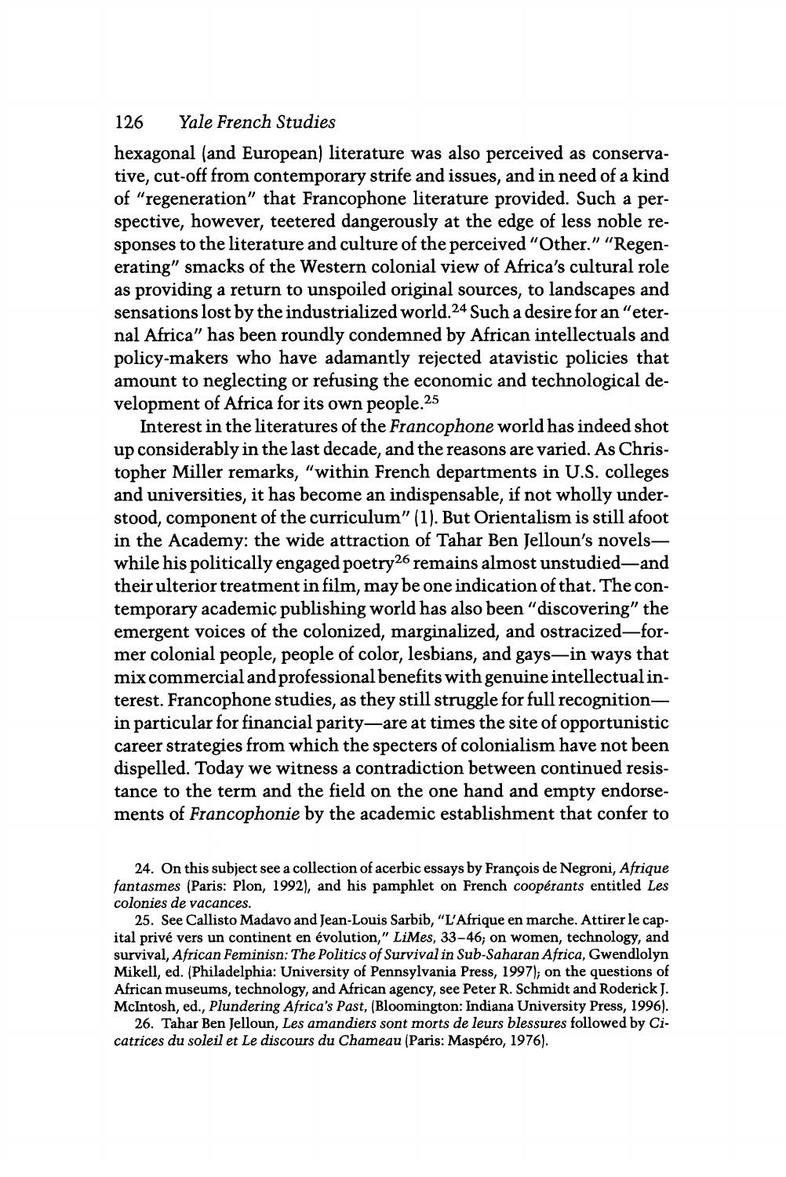hexagonal (and European) literature was also perceived as conservative, cut-off from contemporary strife and issues, and in need of a kind of "regeneration" that Francophone literature provided. Such a perspective, however, teetered dangerously at the edge of less noble responses to the literature and culture of the perceived "Other." "Regenerating" smacks of the Western colonial view of Africa's cultural role as providing a return to unspoiled original sources, to landscapes and sensations lost by the industrialized world.[24] Such a desire for an "eternal Africa" has been roundly condemned by African intellectuals and policy-makers who have adamantly rejected atavistic policies that amount to neglecting or refusing the economic and technological development of Africa for its own people.[25]

Interest in the literatures of the *Francophone* world has indeed shot up considerably in the last decade, and the reasons are varied. As Christopher Miller remarks, "within French departments in U.S. colleges and universities, it has become an indispensable, if not wholly understood, component of the curriculum" (1). But Orientalism is still afoot in the Academy: the wide attraction of Tahar Ben Jelloun's novels—while his politically engaged poetry[26] remains almost unstudied—and their ulterior treatment in film, may be one indication of that. The contemporary academic publishing world has also been "discovering" the emergent voices of the colonized, marginalized, and ostracized—former colonial people, people of color, lesbians, and gays—in ways that mix commercial and professional benefits with genuine intellectual interest. Francophone studies, as they still struggle for full recognition—in particular for financial parity—are at times the site of opportunistic career strategies from which the specters of colonialism have not been dispelled. Today we witness a contradiction between continued resistance to the term and the field on the one hand and empty endorsements of *Francophonie* by the academic establishment that confer to

24. On this subject see a collection of acerbic essays by François de Negroni, *Afrique fantasmes* (Paris: Plon, 1992), and his pamphlet on French *coopérants* entitled *Les colonies de vacances.*

25. See Callisto Madavo and Jean-Louis Sarbib, "L'Afrique en marche. Attirer le capital privé vers un continent en évolution," *LiMes*, 33–46; on women, technology, and survival, *African Feminisn: The Politics of Survival in Sub-Saharan Africa*, Gwendlolyn Mikell, ed. (Philadelphia: University of Pennsylvania Press, 1997); on the questions of African museums, technology, and African agency, see Peter R. Schmidt and Roderick J. McIntosh, ed., *Plundering Africa's Past*, (Bloomington: Indiana University Press, 1996).

26. Tahar Ben Jelloun, *Les amandiers sont morts de leurs blessures* followed by *Cicatrices du soleil et Le discours du Chameau* (Paris: Maspéro, 1976).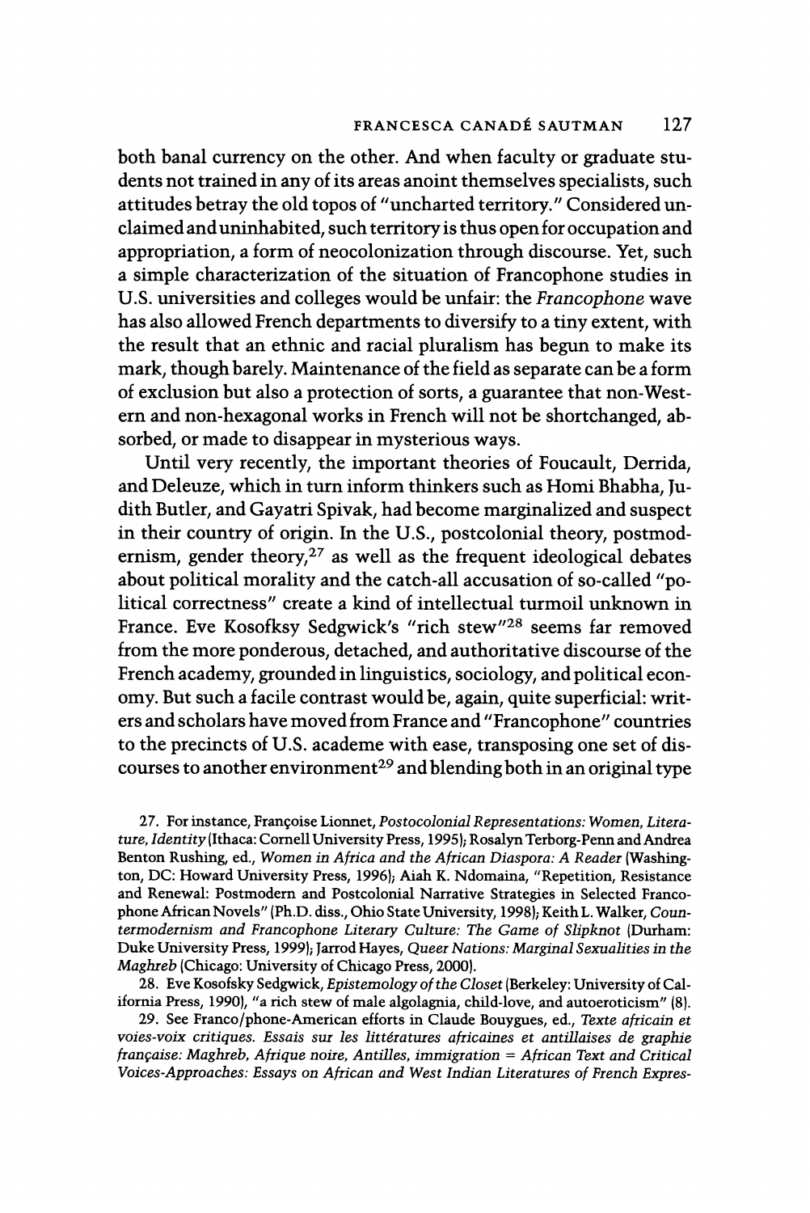both banal currency on the other. And when faculty or graduate students not trained in any of its areas anoint themselves specialists, such attitudes betray the old topos of "uncharted territory." Considered unclaimed and uninhabited, such territory is thus open for occupation and appropriation, a form of neocolonization through discourse. Yet, such a simple characterization of the situation of Francophone studies in U.S. universities and colleges would be unfair: the *Francophone* wave has also allowed French departments to diversify to a tiny extent, with the result that an ethnic and racial pluralism has begun to make its mark, though barely. Maintenance of the field as separate can be a form of exclusion but also a protection of sorts, a guarantee that non-Western and non-hexagonal works in French will not be shortchanged, absorbed, or made to disappear in mysterious ways.

Until very recently, the important theories of Foucault, Derrida, and Deleuze, which in turn inform thinkers such as Homi Bhabha, Judith Butler, and Gayatri Spivak, had become marginalized and suspect in their country of origin. In the U.S., postcolonial theory, postmodernism, gender theory,[27] as well as the frequent ideological debates about political morality and the catch-all accusation of so-called "political correctness" create a kind of intellectual turmoil unknown in France. Eve Kosofksy Sedgwick's "rich stew"[28] seems far removed from the more ponderous, detached, and authoritative discourse of the French academy, grounded in linguistics, sociology, and political economy. But such a facile contrast would be, again, quite superficial: writers and scholars have moved from France and "Francophone" countries to the precincts of U.S. academe with ease, transposing one set of discourses to another environment[29] and blending both in an original type

27. For instance, Françoise Lionnet, *Postocolonial Representations: Women, Literature, Identity* (Ithaca: Cornell University Press, 1995); Rosalyn Terborg-Penn and Andrea Benton Rushing, ed., *Women in Africa and the African Diaspora: A Reader* (Washington, DC: Howard University Press, 1996); Aiah K. Ndomaina, "Repetition, Resistance and Renewal: Postmodern and Postcolonial Narrative Strategies in Selected Francophone African Novels" (Ph.D. diss., Ohio State University, 1998); Keith L. Walker, *Countermodernism and Francophone Literary Culture: The Game of Slipknot* (Durham: Duke University Press, 1999); Jarrod Hayes, *Queer Nations: Marginal Sexualities in the Maghreb* (Chicago: University of Chicago Press, 2000).

28. Eve Kosofsky Sedgwick, *Epistemology of the Closet* (Berkeley: University of California Press, 1990), "a rich stew of male algolagnia, child-love, and autoeroticism" (8).

29. See Franco/phone-American efforts in Claude Bouygues, ed., *Texte africain et voies-voix critiques. Essais sur les littératures africaines et antillaises de graphie française: Maghreb, Afrique noire, Antilles, immigration = African Text and Critical Voices-Approaches: Essays on African and West Indian Literatures of French Expres-*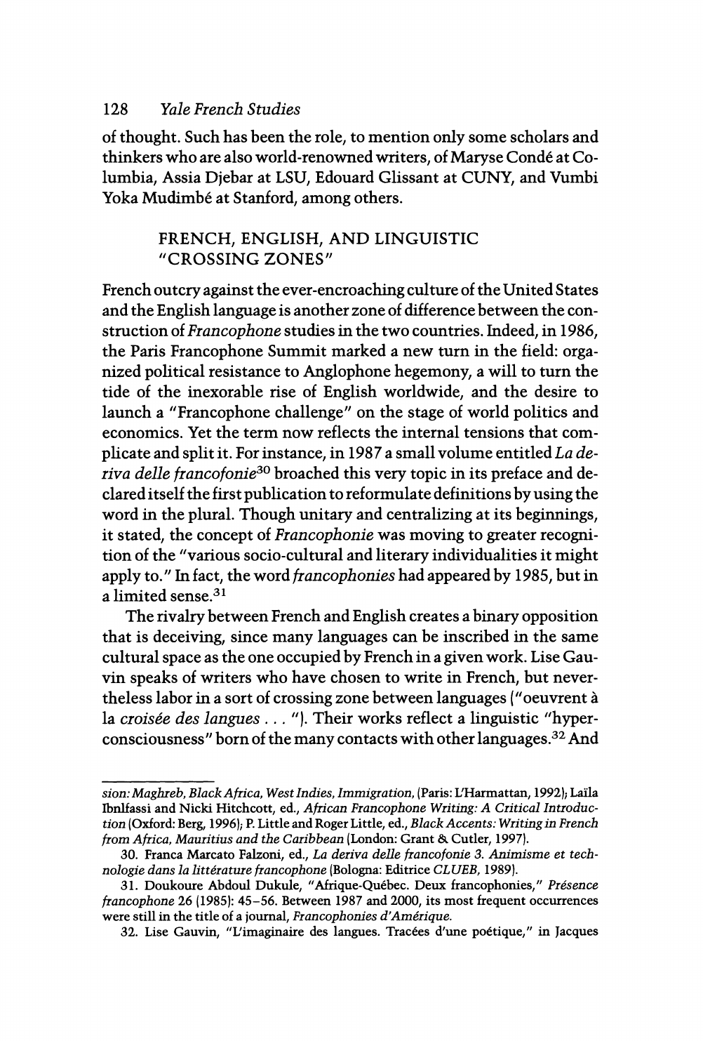of thought. Such has been the role, to mention only some scholars and thinkers who are also world-renowned writers, of Maryse Condé at Columbia, Assia Djebar at LSU, Edouard Glissant at CUNY, and Vumbi Yoka Mudimbé at Stanford, among others.

## FRENCH, ENGLISH, AND LINGUISTIC "CROSSING ZONES"

French outcry against the ever-encroaching culture of the United States and the English language is another zone of difference between the construction of *Francophone* studies in the two countries. Indeed, in 1986, the Paris Francophone Summit marked a new turn in the field: organized political resistance to Anglophone hegemony, a will to turn the tide of the inexorable rise of English worldwide, and the desire to launch a "Francophone challenge" on the stage of world politics and economics. Yet the term now reflects the internal tensions that complicate and split it. For instance, in 1987 a small volume entitled *La deriva delle francofonie*[30] broached this very topic in its preface and declared itself the first publication to reformulate definitions by using the word in the plural. Though unitary and centralizing at its beginnings, it stated, the concept of *Francophonie* was moving to greater recognition of the "various socio-cultural and literary individualities it might apply to." In fact, the word *francophonies* had appeared by 1985, but in a limited sense.[31]

The rivalry between French and English creates a binary opposition that is deceiving, since many languages can be inscribed in the same cultural space as the one occupied by French in a given work. Lise Gauvin speaks of writers who have chosen to write in French, but nevertheless labor in a sort of crossing zone between languages ("oeuvrent à la *croisée des langues . . .* "). Their works reflect a linguistic "hyperconsciousness" born of the many contacts with other languages.[32] And

---

*sion: Maghreb, Black Africa, West Indies, Immigration*, (Paris: L'Harmattan, 1992); Laïla Ibnlfassi and Nicki Hitchcott, ed., *African Francophone Writing: A Critical Introduction* (Oxford: Berg, 1996); P. Little and Roger Little, ed., *Black Accents: Writing in French from Africa, Mauritius and the Caribbean* (London: Grant & Cutler, 1997).

30. Franca Marcato Falzoni, ed., *La deriva delle francofonie 3. Animisme et technologie dans la littérature francophone* (Bologna: Editrice *CLUEB*, 1989).

31. Doukoure Abdoul Dukule, "Afrique-Québec. Deux francophonies," *Présence francophone* 26 (1985): 45–56. Between 1987 and 2000, its most frequent occurrences were still in the title of a journal, *Francophonies d'Amérique*.

32. Lise Gauvin, "L'imaginaire des langues. Tracées d'une poétique," in Jacques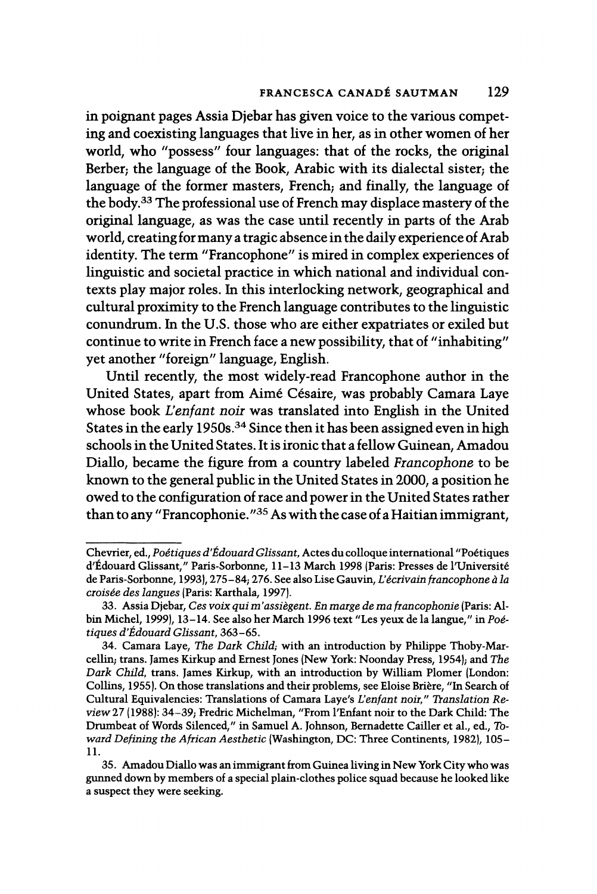in poignant pages Assia Djebar has given voice to the various competing and coexisting languages that live in her, as in other women of her world, who "possess" four languages: that of the rocks, the original Berber; the language of the Book, Arabic with its dialectal sister; the language of the former masters, French; and finally, the language of the body.[33] The professional use of French may displace mastery of the original language, as was the case until recently in parts of the Arab world, creating for many a tragic absence in the daily experience of Arab identity. The term "Francophone" is mired in complex experiences of linguistic and societal practice in which national and individual contexts play major roles. In this interlocking network, geographical and cultural proximity to the French language contributes to the linguistic conundrum. In the U.S. those who are either expatriates or exiled but continue to write in French face a new possibility, that of "inhabiting" yet another "foreign" language, English.

Until recently, the most widely-read Francophone author in the United States, apart from Aimé Césaire, was probably Camara Laye whose book *L'enfant noir* was translated into English in the United States in the early 1950s.[34] Since then it has been assigned even in high schools in the United States. It is ironic that a fellow Guinean, Amadou Diallo, became the figure from a country labeled *Francophone* to be known to the general public in the United States in 2000, a position he owed to the configuration of race and power in the United States rather than to any "Francophonie."[35] As with the case of a Haitian immigrant,

---

Chevrier, ed., *Poétiques d'Édouard Glissant*, Actes du colloque international "Poétiques d'Édouard Glissant," Paris-Sorbonne, 11–13 March 1998 (Paris: Presses de l'Université de Paris-Sorbonne, 1993), 275–84; 276. See also Lise Gauvin, *L'écrivain francophone à la croisée des langues* (Paris: Karthala, 1997).

33. Assia Djebar, *Ces voix qui m'assiègent. En marge de ma francophonie* (Paris: Albin Michel, 1999), 13–14. See also her March 1996 text "Les yeux de la langue," in *Poétiques d'Édouard Glissant*, 363–65.

34. Camara Laye, *The Dark Child*; with an introduction by Philippe Thoby-Marcellin; trans. James Kirkup and Ernest Jones (New York: Noonday Press, 1954); and *The Dark Child*, trans. James Kirkup, with an introduction by William Plomer (London: Collins, 1955). On those translations and their problems, see Eloise Brière, "In Search of Cultural Equivalencies: Translations of Camara Laye's *L'enfant noir*," *Translation Review* 27 (1988): 34–39; Fredric Michelman, "From l'Enfant noir to the Dark Child: The Drumbeat of Words Silenced," in Samuel A. Johnson, Bernadette Cailler et al., ed., *Toward Defining the African Aesthetic* (Washington, DC: Three Continents, 1982), 105–11.

35. Amadou Diallo was an immigrant from Guinea living in New York City who was gunned down by members of a special plain-clothes police squad because he looked like a suspect they were seeking.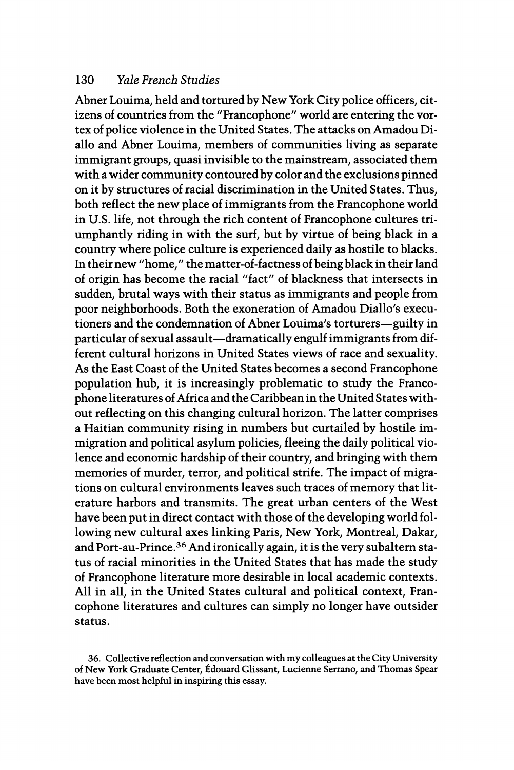Abner Louima, held and tortured by New York City police officers, citizens of countries from the "Francophone" world are entering the vortex of police violence in the United States. The attacks on Amadou Diallo and Abner Louima, members of communities living as separate immigrant groups, quasi invisible to the mainstream, associated them with a wider community contoured by color and the exclusions pinned on it by structures of racial discrimination in the United States. Thus, both reflect the new place of immigrants from the Francophone world in U.S. life, not through the rich content of Francophone cultures triumphantly riding in with the surf, but by virtue of being black in a country where police culture is experienced daily as hostile to blacks. In their new "home," the matter-of-factness of being black in their land of origin has become the racial "fact" of blackness that intersects in sudden, brutal ways with their status as immigrants and people from poor neighborhoods. Both the exoneration of Amadou Diallo's executioners and the condemnation of Abner Louima's torturers—guilty in particular of sexual assault—dramatically engulf immigrants from different cultural horizons in United States views of race and sexuality. As the East Coast of the United States becomes a second Francophone population hub, it is increasingly problematic to study the Francophone literatures of Africa and the Caribbean in the United States without reflecting on this changing cultural horizon. The latter comprises a Haitian community rising in numbers but curtailed by hostile immigration and political asylum policies, fleeing the daily political violence and economic hardship of their country, and bringing with them memories of murder, terror, and political strife. The impact of migrations on cultural environments leaves such traces of memory that literature harbors and transmits. The great urban centers of the West have been put in direct contact with those of the developing world following new cultural axes linking Paris, New York, Montreal, Dakar, and Port-au-Prince.[36] And ironically again, it is the very subaltern status of racial minorities in the United States that has made the study of Francophone literature more desirable in local academic contexts. All in all, in the United States cultural and political context, Francophone literatures and cultures can simply no longer have outsider status.

36. Collective reflection and conversation with my colleagues at the City University of New York Graduate Center, Édouard Glissant, Lucienne Serrano, and Thomas Spear have been most helpful in inspiring this essay.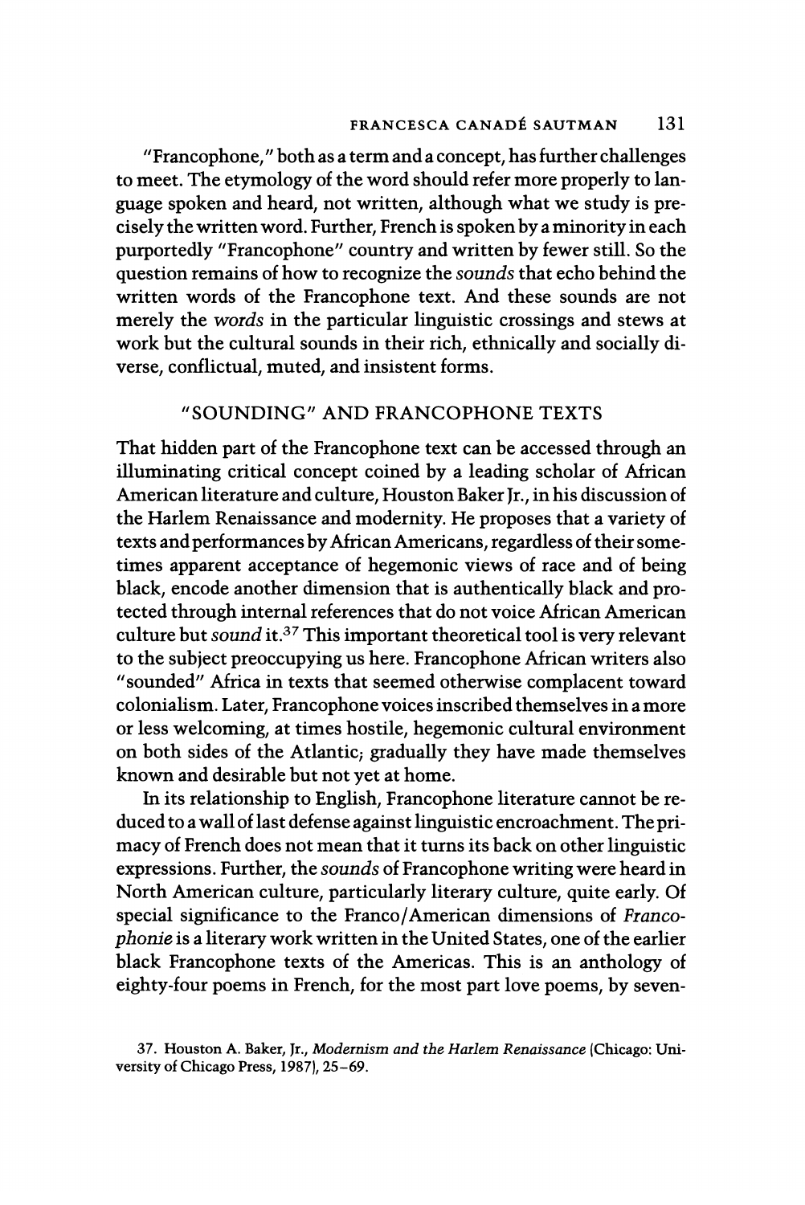"Francophone," both as a term and a concept, has further challenges to meet. The etymology of the word should refer more properly to language spoken and heard, not written, although what we study is precisely the written word. Further, French is spoken by a minority in each purportedly "Francophone" country and written by fewer still. So the question remains of how to recognize the *sounds* that echo behind the written words of the Francophone text. And these sounds are not merely the *words* in the particular linguistic crossings and stews at work but the cultural sounds in their rich, ethnically and socially diverse, conflictual, muted, and insistent forms.

## "SOUNDING" AND FRANCOPHONE TEXTS

That hidden part of the Francophone text can be accessed through an illuminating critical concept coined by a leading scholar of African American literature and culture, Houston Baker Jr., in his discussion of the Harlem Renaissance and modernity. He proposes that a variety of texts and performances by African Americans, regardless of their sometimes apparent acceptance of hegemonic views of race and of being black, encode another dimension that is authentically black and protected through internal references that do not voice African American culture but *sound* it.[37] This important theoretical tool is very relevant to the subject preoccupying us here. Francophone African writers also "sounded" Africa in texts that seemed otherwise complacent toward colonialism. Later, Francophone voices inscribed themselves in a more or less welcoming, at times hostile, hegemonic cultural environment on both sides of the Atlantic; gradually they have made themselves known and desirable but not yet at home.

In its relationship to English, Francophone literature cannot be reduced to a wall of last defense against linguistic encroachment. The primacy of French does not mean that it turns its back on other linguistic expressions. Further, the *sounds* of Francophone writing were heard in North American culture, particularly literary culture, quite early. Of special significance to the Franco/American dimensions of *Francophonie* is a literary work written in the United States, one of the earlier black Francophone texts of the Americas. This is an anthology of eighty-four poems in French, for the most part love poems, by seven-

37. Houston A. Baker, Jr., *Modernism and the Harlem Renaissance* (Chicago: University of Chicago Press, 1987), 25–69.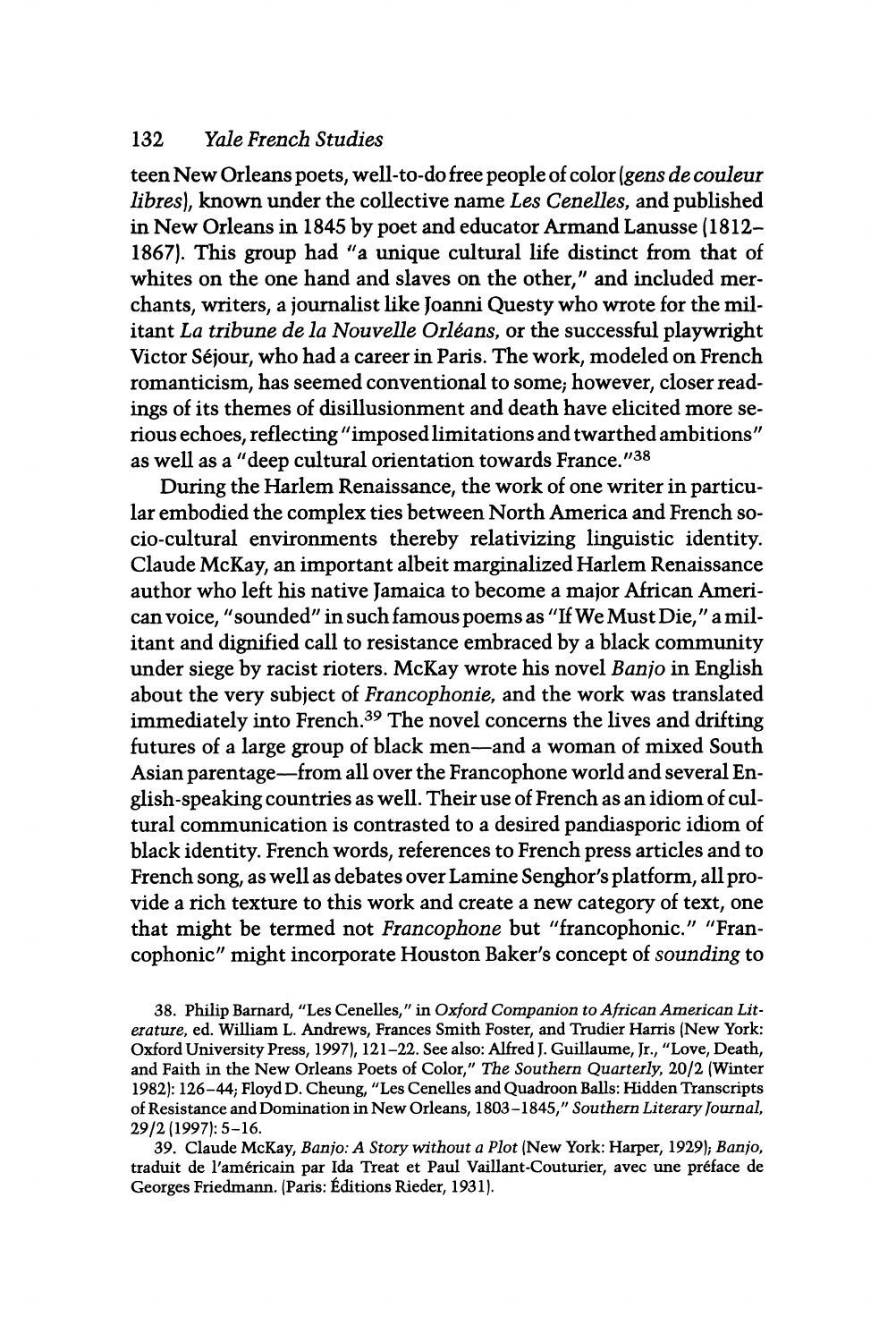teen New Orleans poets, well-to-do free people of color (*gens de couleur libres*), known under the collective name *Les Cenelles*, and published in New Orleans in 1845 by poet and educator Armand Lanusse (1812–1867). This group had "a unique cultural life distinct from that of whites on the one hand and slaves on the other," and included merchants, writers, a journalist like Joanni Questy who wrote for the militant *La tribune de la Nouvelle Orléans*, or the successful playwright Victor Séjour, who had a career in Paris. The work, modeled on French romanticism, has seemed conventional to some; however, closer readings of its themes of disillusionment and death have elicited more serious echoes, reflecting "imposed limitations and twarthed ambitions" as well as a "deep cultural orientation towards France."[38]

During the Harlem Renaissance, the work of one writer in particular embodied the complex ties between North America and French socio-cultural environments thereby relativizing linguistic identity. Claude McKay, an important albeit marginalized Harlem Renaissance author who left his native Jamaica to become a major African American voice, "sounded" in such famous poems as "If We Must Die," a militant and dignified call to resistance embraced by a black community under siege by racist rioters. McKay wrote his novel *Banjo* in English about the very subject of *Francophonie*, and the work was translated immediately into French.[39] The novel concerns the lives and drifting futures of a large group of black men—and a woman of mixed South Asian parentage—from all over the Francophone world and several English-speaking countries as well. Their use of French as an idiom of cultural communication is contrasted to a desired pandiasporic idiom of black identity. French words, references to French press articles and to French song, as well as debates over Lamine Senghor's platform, all provide a rich texture to this work and create a new category of text, one that might be termed not *Francophone* but "francophonic." "Francophonic" might incorporate Houston Baker's concept of *sounding* to

38. Philip Barnard, "Les Cenelles," in *Oxford Companion to African American Literature*, ed. William L. Andrews, Frances Smith Foster, and Trudier Harris (New York: Oxford University Press, 1997), 121–22. See also: Alfred J. Guillaume, Jr., "Love, Death, and Faith in the New Orleans Poets of Color," *The Southern Quarterly*, 20/2 (Winter 1982): 126–44; Floyd D. Cheung, "Les Cenelles and Quadroon Balls: Hidden Transcripts of Resistance and Domination in New Orleans, 1803–1845," *Southern Literary Journal*, 29/2 (1997): 5–16.

39. Claude McKay, *Banjo: A Story without a Plot* (New York: Harper, 1929); *Banjo*, traduit de l'américain par Ida Treat et Paul Vaillant-Couturier, avec une préface de Georges Friedmann. (Paris: Éditions Rieder, 1931).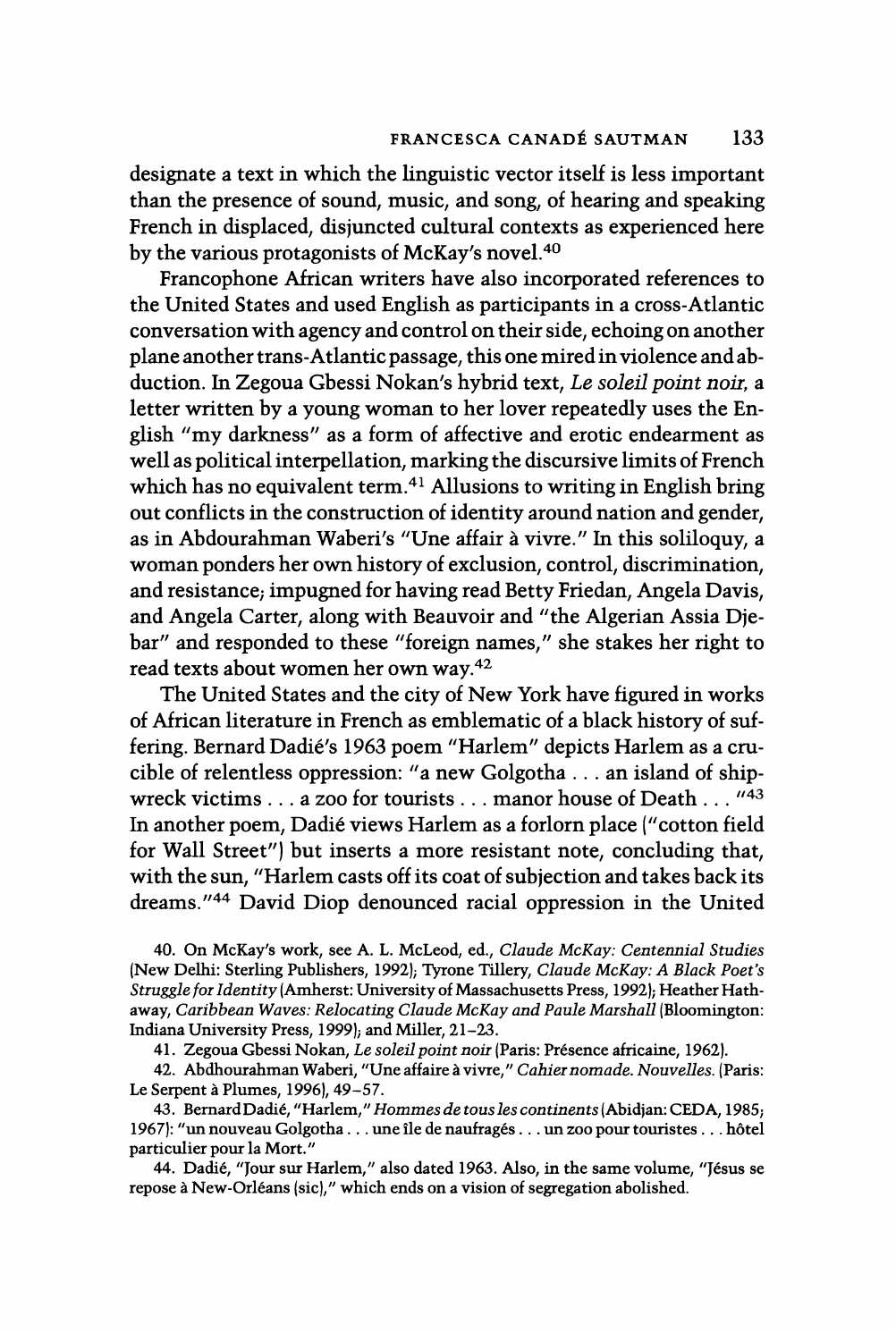designate a text in which the linguistic vector itself is less important than the presence of sound, music, and song, of hearing and speaking French in displaced, disjuncted cultural contexts as experienced here by the various protagonists of McKay's novel.[40]

Francophone African writers have also incorporated references to the United States and used English as participants in a cross-Atlantic conversation with agency and control on their side, echoing on another plane another trans-Atlantic passage, this one mired in violence and abduction. In Zegoua Gbessi Nokan's hybrid text, *Le soleil point noir*, a letter written by a young woman to her lover repeatedly uses the English "my darkness" as a form of affective and erotic endearment as well as political interpellation, marking the discursive limits of French which has no equivalent term.[41] Allusions to writing in English bring out conflicts in the construction of identity around nation and gender, as in Abdourahman Waberi's "Une affair à vivre." In this soliloquy, a woman ponders her own history of exclusion, control, discrimination, and resistance; impugned for having read Betty Friedan, Angela Davis, and Angela Carter, along with Beauvoir and "the Algerian Assia Djebar" and responded to these "foreign names," she stakes her right to read texts about women her own way.[42]

The United States and the city of New York have figured in works of African literature in French as emblematic of a black history of suffering. Bernard Dadié's 1963 poem "Harlem" depicts Harlem as a crucible of relentless oppression: "a new Golgotha . . . an island of shipwreck victims . . . a zoo for tourists . . . manor house of Death . . . "[43] In another poem, Dadié views Harlem as a forlorn place ("cotton field for Wall Street") but inserts a more resistant note, concluding that, with the sun, "Harlem casts off its coat of subjection and takes back its dreams."[44] David Diop denounced racial oppression in the United

40. On McKay's work, see A. L. McLeod, ed., *Claude McKay: Centennial Studies* (New Delhi: Sterling Publishers, 1992); Tyrone Tillery, *Claude McKay: A Black Poet's Struggle for Identity* (Amherst: University of Massachusetts Press, 1992); Heather Hathaway, *Caribbean Waves: Relocating Claude McKay and Paule Marshall* (Bloomington: Indiana University Press, 1999); and Miller, 21–23.

41. Zegoua Gbessi Nokan, *Le soleil point noir* (Paris: Présence africaine, 1962).

42. Abdhourahman Waberi, "Une affaire à vivre," *Cahier nomade. Nouvelles.* (Paris: Le Serpent à Plumes, 1996), 49–57.

43. Bernard Dadié, "Harlem," *Hommes de tous les continents* (Abidjan: CEDA, 1985; 1967): "un nouveau Golgotha . . . une île de naufragés . . . un zoo pour touristes . . . hôtel particulier pour la Mort."

44. Dadié, "Jour sur Harlem," also dated 1963. Also, in the same volume, "Jésus se repose à New-Orléans (sic)," which ends on a vision of segregation abolished.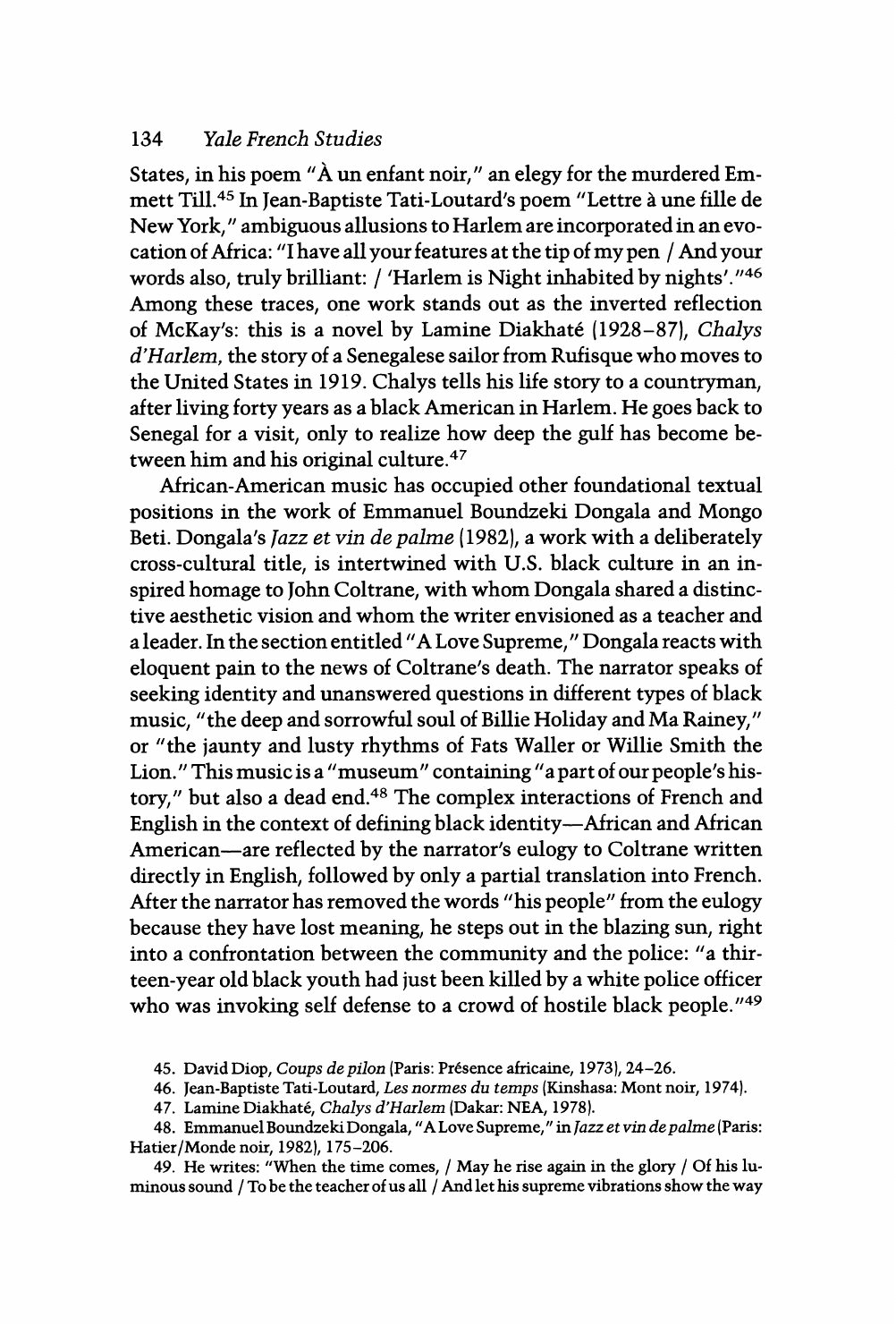States, in his poem "À un enfant noir," an elegy for the murdered Emmett Till.[45] In Jean-Baptiste Tati-Loutard's poem "Lettre à une fille de New York," ambiguous allusions to Harlem are incorporated in an evocation of Africa: "I have all your features at the tip of my pen / And your words also, truly brilliant: / 'Harlem is Night inhabited by nights'."[46] Among these traces, one work stands out as the inverted reflection of McKay's: this is a novel by Lamine Diakhaté (1928–87), *Chalys d'Harlem*, the story of a Senegalese sailor from Rufisque who moves to the United States in 1919. Chalys tells his life story to a countryman, after living forty years as a black American in Harlem. He goes back to Senegal for a visit, only to realize how deep the gulf has become between him and his original culture.[47]

African-American music has occupied other foundational textual positions in the work of Emmanuel Boundzeki Dongala and Mongo Beti. Dongala's *Jazz et vin de palme* (1982), a work with a deliberately cross-cultural title, is intertwined with U.S. black culture in an inspired homage to John Coltrane, with whom Dongala shared a distinctive aesthetic vision and whom the writer envisioned as a teacher and a leader. In the section entitled "A Love Supreme," Dongala reacts with eloquent pain to the news of Coltrane's death. The narrator speaks of seeking identity and unanswered questions in different types of black music, "the deep and sorrowful soul of Billie Holiday and Ma Rainey," or "the jaunty and lusty rhythms of Fats Waller or Willie Smith the Lion." This music is a "museum" containing "a part of our people's history," but also a dead end.[48] The complex interactions of French and English in the context of defining black identity—African and African American—are reflected by the narrator's eulogy to Coltrane written directly in English, followed by only a partial translation into French. After the narrator has removed the words "his people" from the eulogy because they have lost meaning, he steps out in the blazing sun, right into a confrontation between the community and the police: "a thirteen-year old black youth had just been killed by a white police officer who was invoking self defense to a crowd of hostile black people."[49]

45. David Diop, *Coups de pilon* (Paris: Présence africaine, 1973), 24–26.

46. Jean-Baptiste Tati-Loutard, *Les normes du temps* (Kinshasa: Mont noir, 1974).

47. Lamine Diakhaté, *Chalys d'Harlem* (Dakar: NEA, 1978).

48. Emmanuel Boundzeki Dongala, "A Love Supreme," in *Jazz et vin de palme* (Paris: Hatier/Monde noir, 1982), 175–206.

49. He writes: "When the time comes, / May he rise again in the glory / Of his luminous sound / To be the teacher of us all / And let his supreme vibrations show the way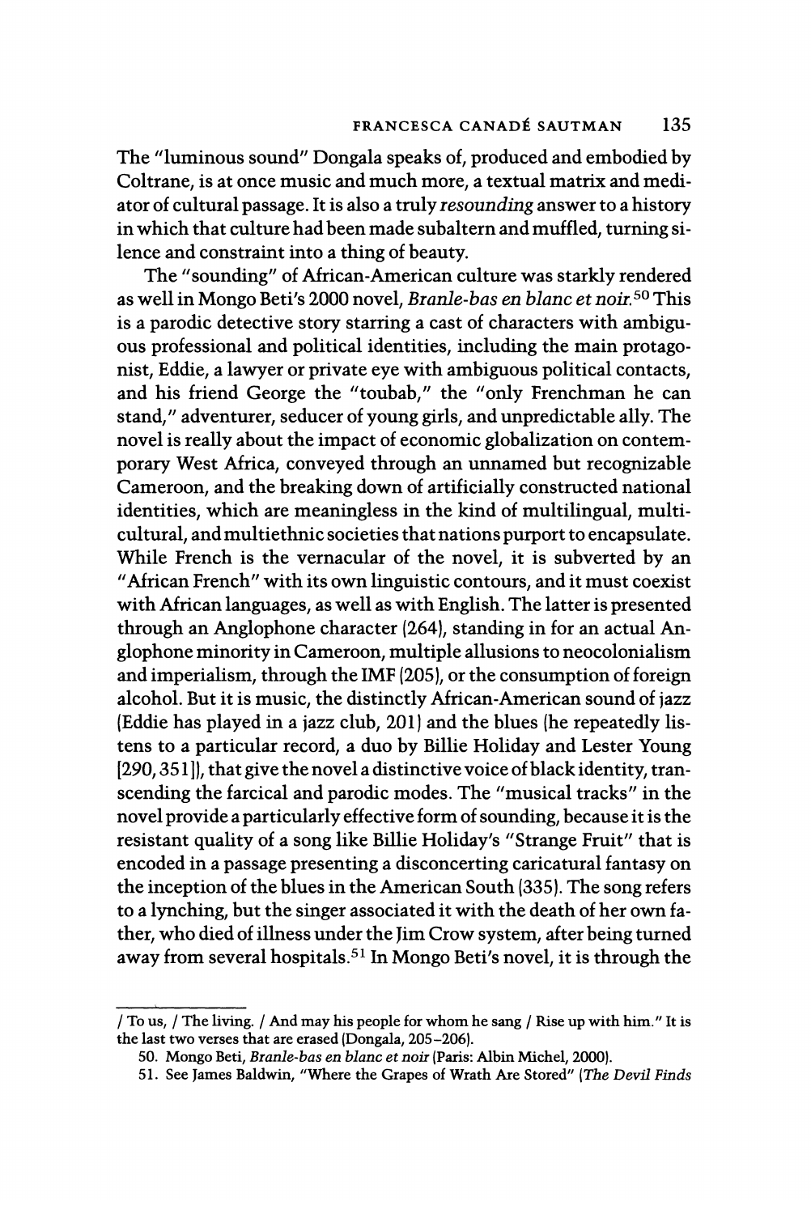The "luminous sound" Dongala speaks of, produced and embodied by Coltrane, is at once music and much more, a textual matrix and mediator of cultural passage. It is also a truly *resounding* answer to a history in which that culture had been made subaltern and muffled, turning silence and constraint into a thing of beauty.

The "sounding" of African-American culture was starkly rendered as well in Mongo Beti's 2000 novel, *Branle-bas en blanc et noir.*[50] This is a parodic detective story starring a cast of characters with ambiguous professional and political identities, including the main protagonist, Eddie, a lawyer or private eye with ambiguous political contacts, and his friend George the "toubab," the "only Frenchman he can stand," adventurer, seducer of young girls, and unpredictable ally. The novel is really about the impact of economic globalization on contemporary West Africa, conveyed through an unnamed but recognizable Cameroon, and the breaking down of artificially constructed national identities, which are meaningless in the kind of multilingual, multicultural, and multiethnic societies that nations purport to encapsulate. While French is the vernacular of the novel, it is subverted by an "African French" with its own linguistic contours, and it must coexist with African languages, as well as with English. The latter is presented through an Anglophone character (264), standing in for an actual Anglophone minority in Cameroon, multiple allusions to neocolonialism and imperialism, through the IMF (205), or the consumption of foreign alcohol. But it is music, the distinctly African-American sound of jazz (Eddie has played in a jazz club, 201) and the blues (he repeatedly listens to a particular record, a duo by Billie Holiday and Lester Young [290, 351]), that give the novel a distinctive voice of black identity, transcending the farcical and parodic modes. The "musical tracks" in the novel provide a particularly effective form of sounding, because it is the resistant quality of a song like Billie Holiday's "Strange Fruit" that is encoded in a passage presenting a disconcerting caricatural fantasy on the inception of the blues in the American South (335). The song refers to a lynching, but the singer associated it with the death of her own father, who died of illness under the Jim Crow system, after being turned away from several hospitals.[51] In Mongo Beti's novel, it is through the

---

/ To us, / The living. / And may his people for whom he sang / Rise up with him." It is the last two verses that are erased (Dongala, 205–206).

50. Mongo Beti, *Branle-bas en blanc et noir* (Paris: Albin Michel, 2000).

51. See James Baldwin, "Where the Grapes of Wrath Are Stored" (*The Devil Finds*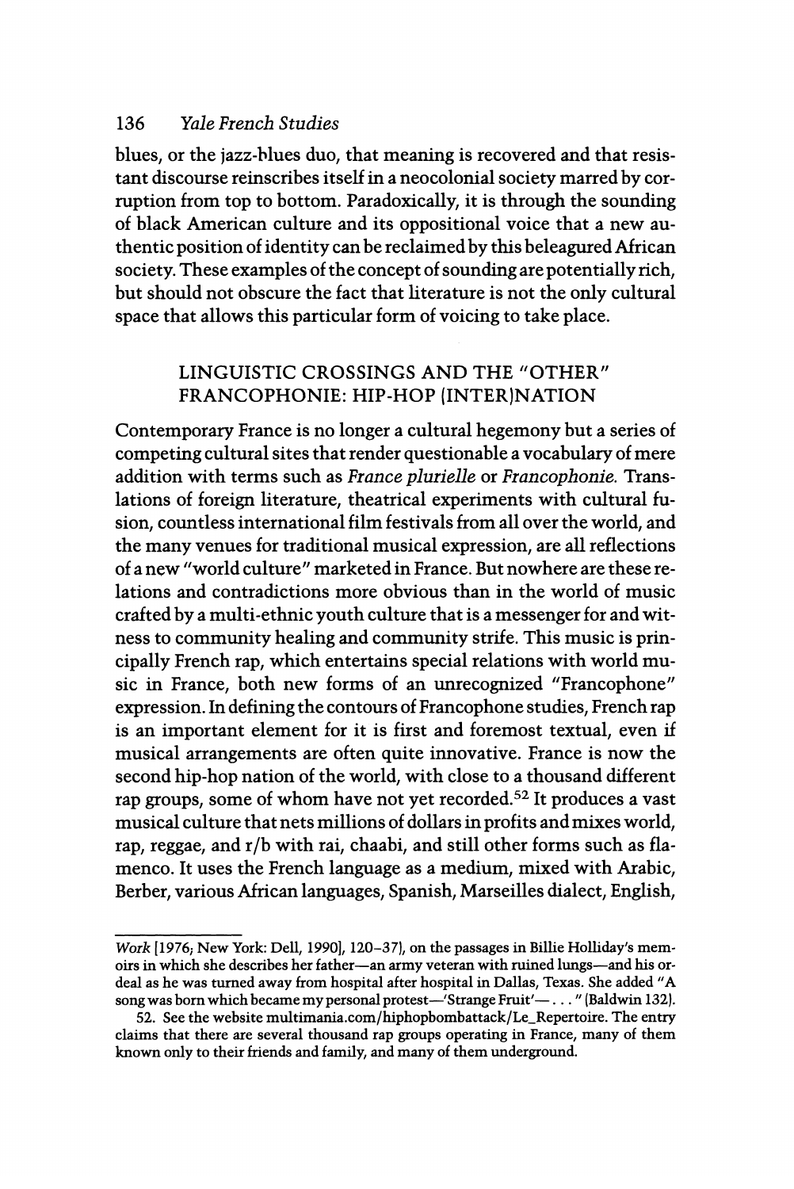blues, or the jazz-blues duo, that meaning is recovered and that resistant discourse reinscribes itself in a neocolonial society marred by corruption from top to bottom. Paradoxically, it is through the sounding of black American culture and its oppositional voice that a new authentic position of identity can be reclaimed by this beleagured African society. These examples of the concept of sounding are potentially rich, but should not obscure the fact that literature is not the only cultural space that allows this particular form of voicing to take place.

## LINGUISTIC CROSSINGS AND THE "OTHER" FRANCOPHONIE: HIP-HOP (INTER)NATION

Contemporary France is no longer a cultural hegemony but a series of competing cultural sites that render questionable a vocabulary of mere addition with terms such as *France plurielle* or *Francophonie.* Translations of foreign literature, theatrical experiments with cultural fusion, countless international film festivals from all over the world, and the many venues for traditional musical expression, are all reflections of a new "world culture" marketed in France. But nowhere are these relations and contradictions more obvious than in the world of music crafted by a multi-ethnic youth culture that is a messenger for and witness to community healing and community strife. This music is principally French rap, which entertains special relations with world music in France, both new forms of an unrecognized "Francophone" expression. In defining the contours of Francophone studies, French rap is an important element for it is first and foremost textual, even if musical arrangements are often quite innovative. France is now the second hip-hop nation of the world, with close to a thousand different rap groups, some of whom have not yet recorded.[52] It produces a vast musical culture that nets millions of dollars in profits and mixes world, rap, reggae, and r/b with rai, chaabi, and still other forms such as flamenco. It uses the French language as a medium, mixed with Arabic, Berber, various African languages, Spanish, Marseilles dialect, English,

---

*Work* [1976; New York: Dell, 1990], 120–37), on the passages in Billie Holliday's memoirs in which she describes her father—an army veteran with ruined lungs—and his ordeal as he was turned away from hospital after hospital in Dallas, Texas. She added "A song was born which became my personal protest—'Strange Fruit'— . . . " (Baldwin 132).

52. See the website multimania.com/hiphopbombattack/Le_Repertoire. The entry claims that there are several thousand rap groups operating in France, many of them known only to their friends and family, and many of them underground.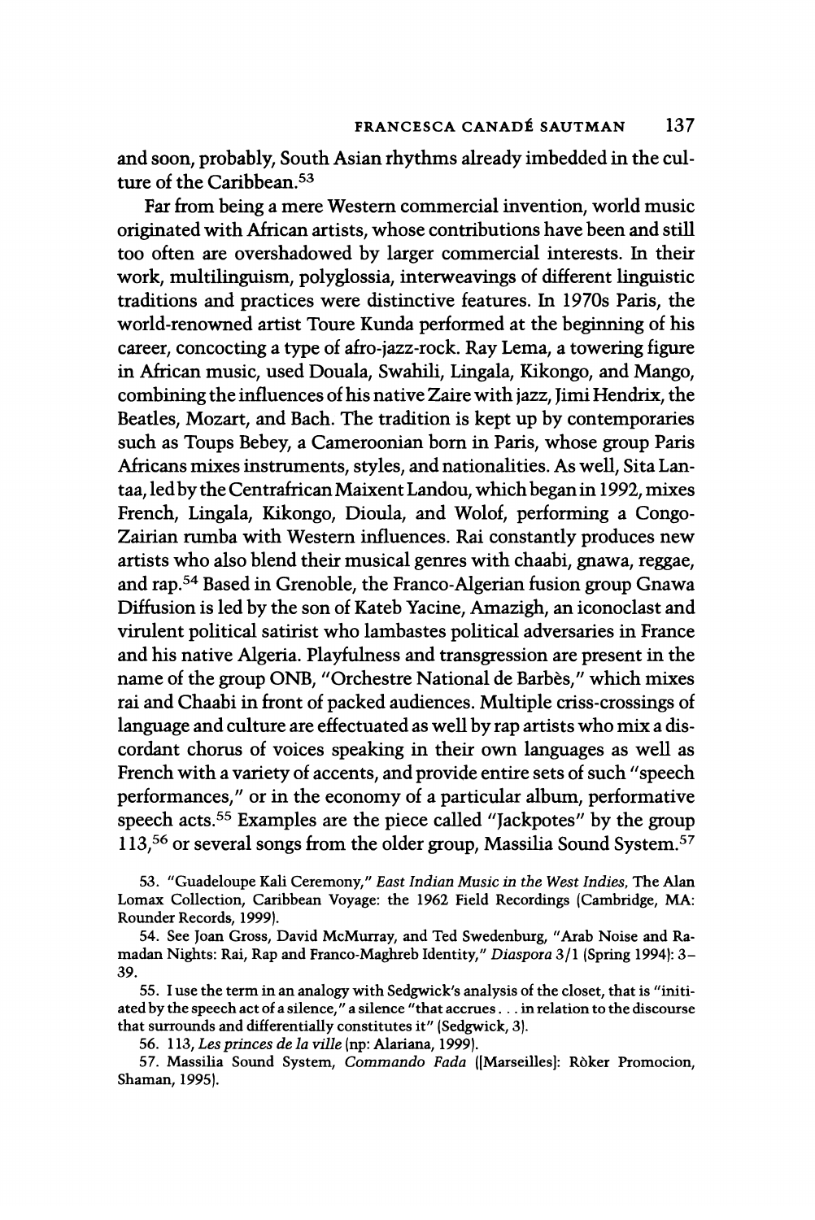and soon, probably, South Asian rhythms already imbedded in the culture of the Caribbean.[53]

Far from being a mere Western commercial invention, world music originated with African artists, whose contributions have been and still too often are overshadowed by larger commercial interests. In their work, multilinguism, polyglossia, interweavings of different linguistic traditions and practices were distinctive features. In 1970s Paris, the world-renowned artist Toure Kunda performed at the beginning of his career, concocting a type of afro-jazz-rock. Ray Lema, a towering figure in African music, used Douala, Swahili, Lingala, Kikongo, and Mango, combining the influences of his native Zaire with jazz, Jimi Hendrix, the Beatles, Mozart, and Bach. The tradition is kept up by contemporaries such as Toups Bebey, a Cameroonian born in Paris, whose group Paris Africans mixes instruments, styles, and nationalities. As well, Sita Lantaa, led by the Centrafrican Maixent Landou, which began in 1992, mixes French, Lingala, Kikongo, Dioula, and Wolof, performing a Congo-Zairian rumba with Western influences. Rai constantly produces new artists who also blend their musical genres with chaabi, gnawa, reggae, and rap.[54] Based in Grenoble, the Franco-Algerian fusion group Gnawa Diffusion is led by the son of Kateb Yacine, Amazigh, an iconoclast and virulent political satirist who lambastes political adversaries in France and his native Algeria. Playfulness and transgression are present in the name of the group ONB, "Orchestre National de Barbès," which mixes rai and Chaabi in front of packed audiences. Multiple criss-crossings of language and culture are effectuated as well by rap artists who mix a discordant chorus of voices speaking in their own languages as well as French with a variety of accents, and provide entire sets of such "speech performances," or in the economy of a particular album, performative speech acts.[55] Examples are the piece called "Jackpotes" by the group 113,[56] or several songs from the older group, Massilia Sound System.[57]

53. "Guadeloupe Kali Ceremony," *East Indian Music in the West Indies*, The Alan Lomax Collection, Caribbean Voyage: the 1962 Field Recordings (Cambridge, MA: Rounder Records, 1999).

54. See Joan Gross, David McMurray, and Ted Swedenburg, "Arab Noise and Ramadan Nights: Rai, Rap and Franco-Maghreb Identity," *Diaspora* 3/1 (Spring 1994): 3–39.

55. I use the term in an analogy with Sedgwick's analysis of the closet, that is "initiated by the speech act of a silence," a silence "that accrues . . . in relation to the discourse that surrounds and differentially constitutes it" (Sedgwick, 3).

56. 113, *Les princes de la ville* (np: Alariana, 1999).

57. Massilia Sound System, *Commando Fada* ([Marseilles]: Ròker Promocion, Shaman, 1995).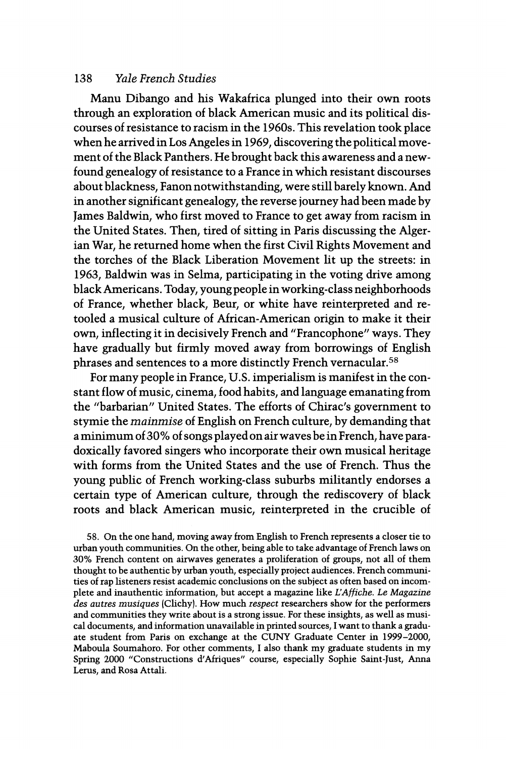Manu Dibango and his Wakafrica plunged into their own roots through an exploration of black American music and its political discourses of resistance to racism in the 1960s. This revelation took place when he arrived in Los Angeles in 1969, discovering the political movement of the Black Panthers. He brought back this awareness and a newfound genealogy of resistance to a France in which resistant discourses about blackness, Fanon notwithstanding, were still barely known. And in another significant genealogy, the reverse journey had been made by James Baldwin, who first moved to France to get away from racism in the United States. Then, tired of sitting in Paris discussing the Algerian War, he returned home when the first Civil Rights Movement and the torches of the Black Liberation Movement lit up the streets: in 1963, Baldwin was in Selma, participating in the voting drive among black Americans. Today, young people in working-class neighborhoods of France, whether black, Beur, or white have reinterpreted and retooled a musical culture of African-American origin to make it their own, inflecting it in decisively French and "Francophone" ways. They have gradually but firmly moved away from borrowings of English phrases and sentences to a more distinctly French vernacular.[58]

For many people in France, U.S. imperialism is manifest in the constant flow of music, cinema, food habits, and language emanating from the "barbarian" United States. The efforts of Chirac's government to stymie the *mainmise* of English on French culture, by demanding that a minimum of 30% of songs played on air waves be in French, have paradoxically favored singers who incorporate their own musical heritage with forms from the United States and the use of French. Thus the young public of French working-class suburbs militantly endorses a certain type of American culture, through the rediscovery of black roots and black American music, reinterpreted in the crucible of

58. On the one hand, moving away from English to French represents a closer tie to urban youth communities. On the other, being able to take advantage of French laws on 30% French content on airwaves generates a proliferation of groups, not all of them thought to be authentic by urban youth, especially project audiences. French communities of rap listeners resist academic conclusions on the subject as often based on incomplete and inauthentic information, but accept a magazine like *L'Affiche. Le Magazine des autres musiques* (Clichy). How much *respect* researchers show for the performers and communities they write about is a strong issue. For these insights, as well as musical documents, and information unavailable in printed sources, I want to thank a graduate student from Paris on exchange at the CUNY Graduate Center in 1999–2000, Maboula Soumahoro. For other comments, I also thank my graduate students in my Spring 2000 "Constructions d'Afriques" course, especially Sophie Saint-Just, Anna Lerus, and Rosa Attali.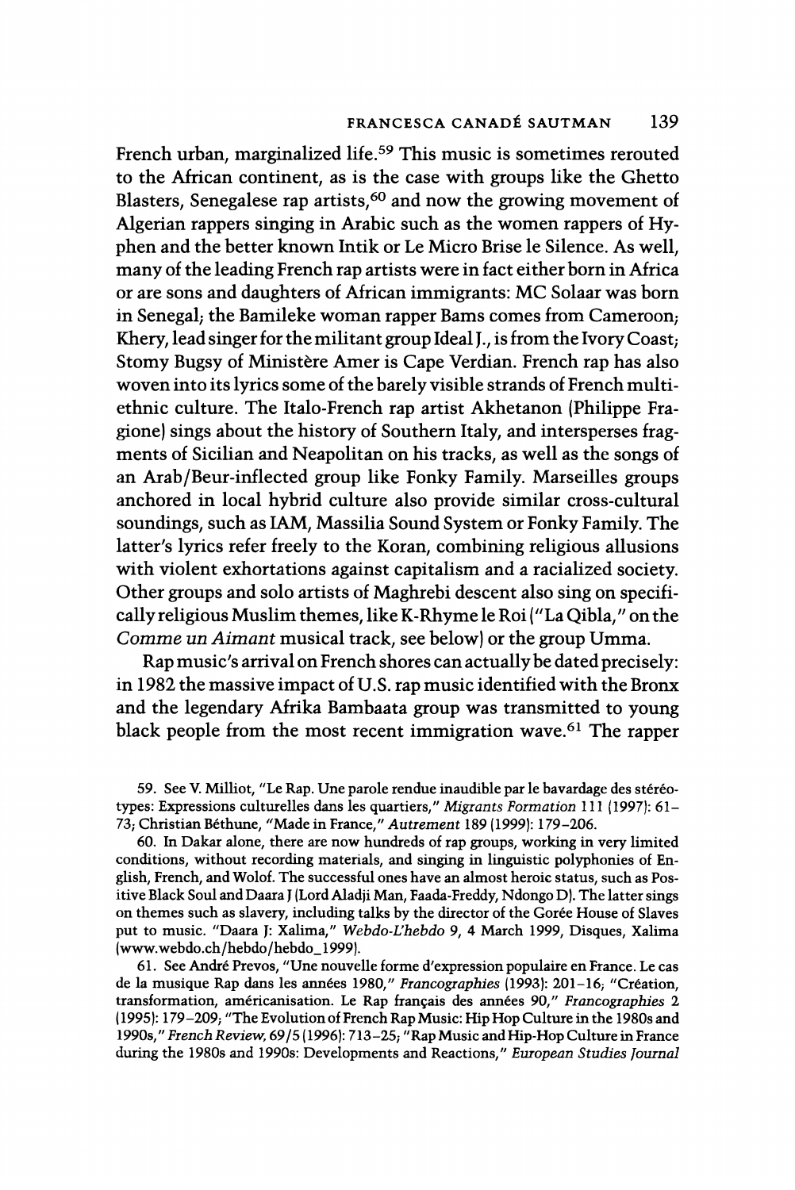French urban, marginalized life.[59] This music is sometimes rerouted to the African continent, as is the case with groups like the Ghetto Blasters, Senegalese rap artists,[60] and now the growing movement of Algerian rappers singing in Arabic such as the women rappers of Hyphen and the better known Intik or Le Micro Brise le Silence. As well, many of the leading French rap artists were in fact either born in Africa or are sons and daughters of African immigrants: MC Solaar was born in Senegal; the Bamileke woman rapper Bams comes from Cameroon; Khery, lead singer for the militant group Ideal J., is from the Ivory Coast; Stomy Bugsy of Ministère Amer is Cape Verdian. French rap has also woven into its lyrics some of the barely visible strands of French multiethnic culture. The Italo-French rap artist Akhetanon (Philippe Fragione) sings about the history of Southern Italy, and intersperses fragments of Sicilian and Neapolitan on his tracks, as well as the songs of an Arab/Beur-inflected group like Fonky Family. Marseilles groups anchored in local hybrid culture also provide similar cross-cultural soundings, such as IAM, Massilia Sound System or Fonky Family. The latter's lyrics refer freely to the Koran, combining religious allusions with violent exhortations against capitalism and a racialized society. Other groups and solo artists of Maghrebi descent also sing on specifically religious Muslim themes, like K-Rhyme le Roi ("La Qibla," on the *Comme un Aimant* musical track, see below) or the group Umma.

Rap music's arrival on French shores can actually be dated precisely: in 1982 the massive impact of U.S. rap music identified with the Bronx and the legendary Afrika Bambaata group was transmitted to young black people from the most recent immigration wave.[61] The rapper

59. See V. Milliot, "Le Rap. Une parole rendue inaudible par le bavardage des stéréotypes: Expressions culturelles dans les quartiers," *Migrants Formation* 111 (1997): 61–73; Christian Béthune, "Made in France," *Autrement* 189 (1999): 179–206.

60. In Dakar alone, there are now hundreds of rap groups, working in very limited conditions, without recording materials, and singing in linguistic polyphonies of English, French, and Wolof. The successful ones have an almost heroic status, such as Positive Black Soul and Daara J (Lord Aladji Man, Faada-Freddy, Ndongo D). The latter sings on themes such as slavery, including talks by the director of the Gorée House of Slaves put to music. "Daara J: Xalima," *Webdo-L'hebdo* 9, 4 March 1999, Disques, Xalima (www.webdo.ch/hebdo/hebdo_1999).

61. See André Prevos, "Une nouvelle forme d'expression populaire en France. Le cas de la musique Rap dans les années 1980," *Francographies* (1993): 201–16; "Création, transformation, américanisation. Le Rap français des années 90," *Francographies* 2 (1995): 179–209; "The Evolution of French Rap Music: Hip Hop Culture in the 1980s and 1990s," *French Review*, 69/5 (1996): 713–25; "Rap Music and Hip-Hop Culture in France during the 1980s and 1990s: Developments and Reactions," *European Studies Journal*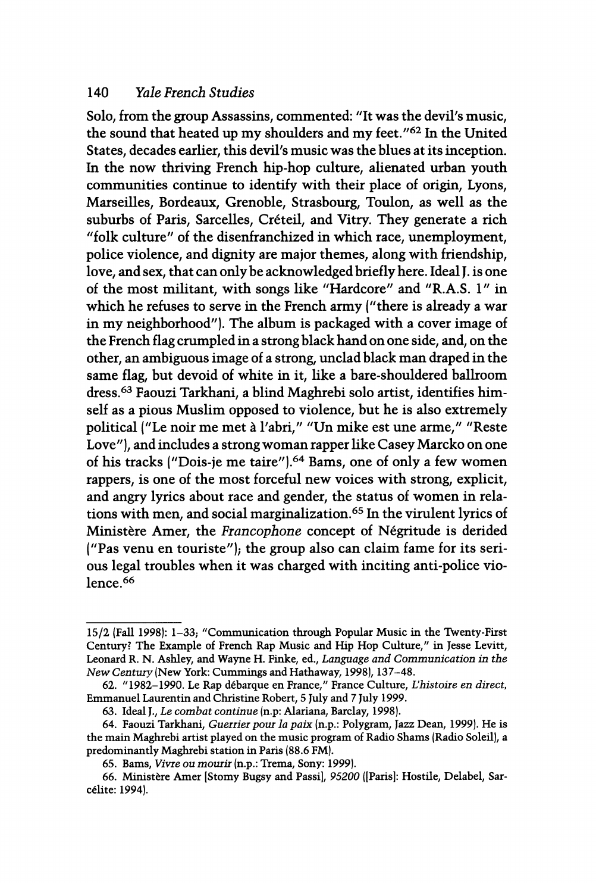Solo, from the group Assassins, commented: "It was the devil's music, the sound that heated up my shoulders and my feet."[62] In the United States, decades earlier, this devil's music was the blues at its inception. In the now thriving French hip-hop culture, alienated urban youth communities continue to identify with their place of origin, Lyons, Marseilles, Bordeaux, Grenoble, Strasbourg, Toulon, as well as the suburbs of Paris, Sarcelles, Créteil, and Vitry. They generate a rich "folk culture" of the disenfranchized in which race, unemployment, police violence, and dignity are major themes, along with friendship, love, and sex, that can only be acknowledged briefly here. Ideal J. is one of the most militant, with songs like "Hardcore" and "R.A.S. 1" in which he refuses to serve in the French army ("there is already a war in my neighborhood"). The album is packaged with a cover image of the French flag crumpled in a strong black hand on one side, and, on the other, an ambiguous image of a strong, unclad black man draped in the same flag, but devoid of white in it, like a bare-shouldered ballroom dress.[63] Faouzi Tarkhani, a blind Maghrebi solo artist, identifies himself as a pious Muslim opposed to violence, but he is also extremely political ("Le noir me met à l'abri," "Un mike est une arme," "Reste Love"), and includes a strong woman rapper like Casey Marcko on one of his tracks ("Dois-je me taire").[64] Bams, one of only a few women rappers, is one of the most forceful new voices with strong, explicit, and angry lyrics about race and gender, the status of women in relations with men, and social marginalization.[65] In the virulent lyrics of Ministère Amer, the *Francophone* concept of Négritude is derided ("Pas venu en touriste"); the group also can claim fame for its serious legal troubles when it was charged with inciting anti-police violence.[66]

---

15/2 (Fall 1998): 1–33; "Communication through Popular Music in the Twenty-First Century? The Example of French Rap Music and Hip Hop Culture," in Jesse Levitt, Leonard R. N. Ashley, and Wayne H. Finke, ed., *Language and Communication in the New Century* (New York: Cummings and Hathaway, 1998), 137–48.

62. "1982–1990. Le Rap débarque en France," France Culture, *L'histoire en direct*, Emmanuel Laurentin and Christine Robert, 5 July and 7 July 1999.

63. Ideal J., *Le combat continue* (n.p: Alariana, Barclay, 1998).

64. Faouzi Tarkhani, *Guerrier pour la paix* (n.p.: Polygram, Jazz Dean, 1999). He is the main Maghrebi artist played on the music program of Radio Shams (Radio Soleil), a predominantly Maghrebi station in Paris (88.6 FM).

65. Bams, *Vivre ou mourir* (n.p.: Trema, Sony: 1999).

66. Ministère Amer [Stomy Bugsy and Passi], *95200* ([Paris]: Hostile, Delabel, Sarcélite: 1994).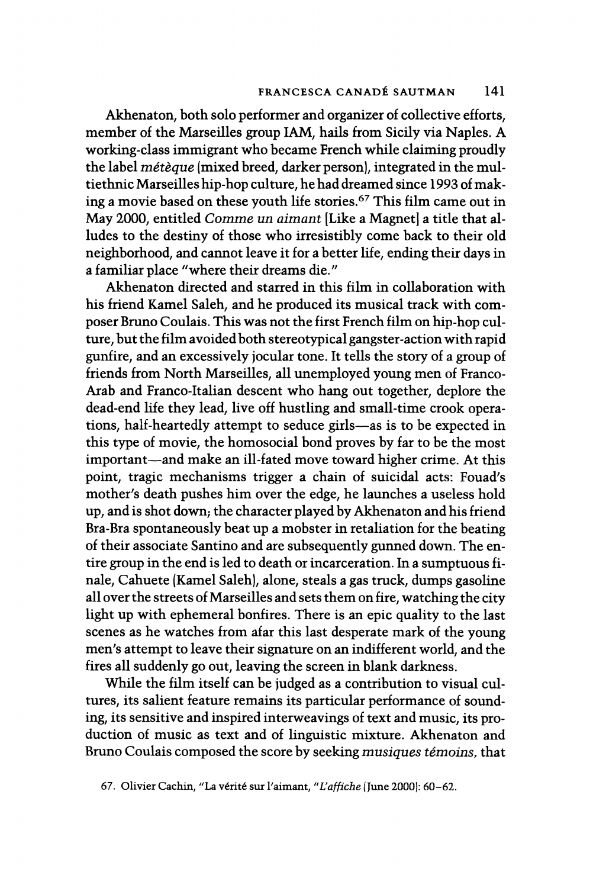Akhenaton, both solo performer and organizer of collective efforts, member of the Marseilles group IAM, hails from Sicily via Naples. A working-class immigrant who became French while claiming proudly the label *métèque* (mixed breed, darker person), integrated in the multiethnic Marseilles hip-hop culture, he had dreamed since 1993 of making a movie based on these youth life stories.[67] This film came out in May 2000, entitled *Comme un aimant* [Like a Magnet] a title that alludes to the destiny of those who irresistibly come back to their old neighborhood, and cannot leave it for a better life, ending their days in a familiar place "where their dreams die."

Akhenaton directed and starred in this film in collaboration with his friend Kamel Saleh, and he produced its musical track with composer Bruno Coulais. This was not the first French film on hip-hop culture, but the film avoided both stereotypical gangster-action with rapid gunfire, and an excessively jocular tone. It tells the story of a group of friends from North Marseilles, all unemployed young men of Franco-Arab and Franco-Italian descent who hang out together, deplore the dead-end life they lead, live off hustling and small-time crook operations, half-heartedly attempt to seduce girls—as is to be expected in this type of movie, the homosocial bond proves by far to be the most important—and make an ill-fated move toward higher crime. At this point, tragic mechanisms trigger a chain of suicidal acts: Fouad's mother's death pushes him over the edge, he launches a useless hold up, and is shot down; the character played by Akhenaton and his friend Bra-Bra spontaneously beat up a mobster in retaliation for the beating of their associate Santino and are subsequently gunned down. The entire group in the end is led to death or incarceration. In a sumptuous finale, Cahuete (Kamel Saleh), alone, steals a gas truck, dumps gasoline all over the streets of Marseilles and sets them on fire, watching the city light up with ephemeral bonfires. There is an epic quality to the last scenes as he watches from afar this last desperate mark of the young men's attempt to leave their signature on an indifferent world, and the fires all suddenly go out, leaving the screen in blank darkness.

While the film itself can be judged as a contribution to visual cultures, its salient feature remains its particular performance of sounding, its sensitive and inspired interweavings of text and music, its production of music as text and of linguistic mixture. Akhenaton and Bruno Coulais composed the score by seeking *musiques témoins,* that

67. Olivier Cachin, "La vérité sur l'aimant," *L'affiche* (June 2000): 60–62.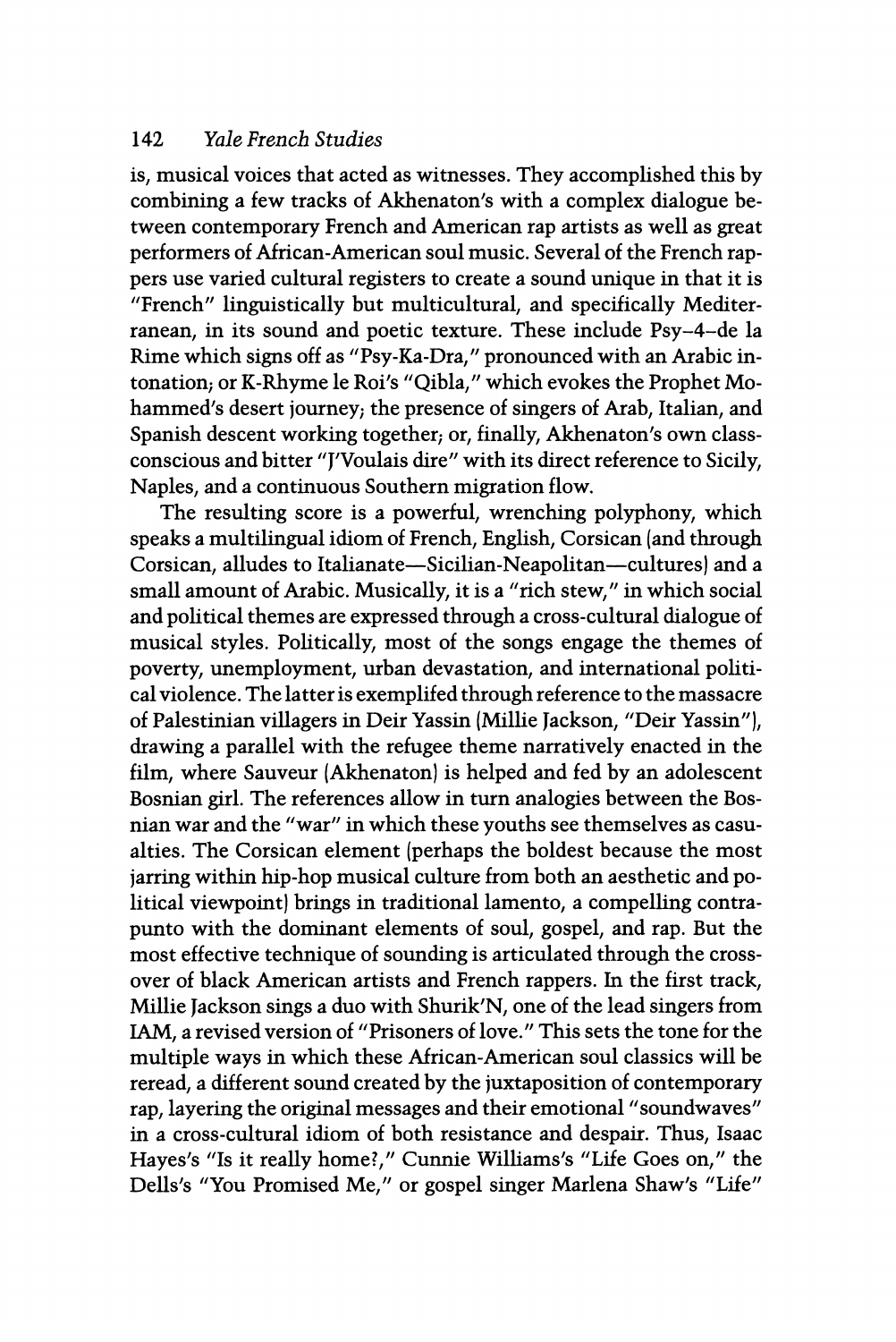is, musical voices that acted as witnesses. They accomplished this by combining a few tracks of Akhenaton's with a complex dialogue between contemporary French and American rap artists as well as great performers of African-American soul music. Several of the French rappers use varied cultural registers to create a sound unique in that it is "French" linguistically but multicultural, and specifically Mediterranean, in its sound and poetic texture. These include Psy–4–de la Rime which signs off as "Psy-Ka-Dra," pronounced with an Arabic intonation; or K-Rhyme le Roi's "Qibla," which evokes the Prophet Mohammed's desert journey; the presence of singers of Arab, Italian, and Spanish descent working together; or, finally, Akhenaton's own class-conscious and bitter "J'Voulais dire" with its direct reference to Sicily, Naples, and a continuous Southern migration flow.

The resulting score is a powerful, wrenching polyphony, which speaks a multilingual idiom of French, English, Corsican (and through Corsican, alludes to Italianate—Sicilian-Neapolitan—cultures) and a small amount of Arabic. Musically, it is a "rich stew," in which social and political themes are expressed through a cross-cultural dialogue of musical styles. Politically, most of the songs engage the themes of poverty, unemployment, urban devastation, and international political violence. The latter is exemplifed through reference to the massacre of Palestinian villagers in Deir Yassin (Millie Jackson, "Deir Yassin"), drawing a parallel with the refugee theme narratively enacted in the film, where Sauveur (Akhenaton) is helped and fed by an adolescent Bosnian girl. The references allow in turn analogies between the Bosnian war and the "war" in which these youths see themselves as casualties. The Corsican element (perhaps the boldest because the most jarring within hip-hop musical culture from both an aesthetic and political viewpoint) brings in traditional lamento, a compelling contrapunto with the dominant elements of soul, gospel, and rap. But the most effective technique of sounding is articulated through the crossover of black American artists and French rappers. In the first track, Millie Jackson sings a duo with Shurik'N, one of the lead singers from IAM, a revised version of "Prisoners of love." This sets the tone for the multiple ways in which these African-American soul classics will be reread, a different sound created by the juxtaposition of contemporary rap, layering the original messages and their emotional "soundwaves" in a cross-cultural idiom of both resistance and despair. Thus, Isaac Hayes's "Is it really home?," Cunnie Williams's "Life Goes on," the Dells's "You Promised Me," or gospel singer Marlena Shaw's "Life"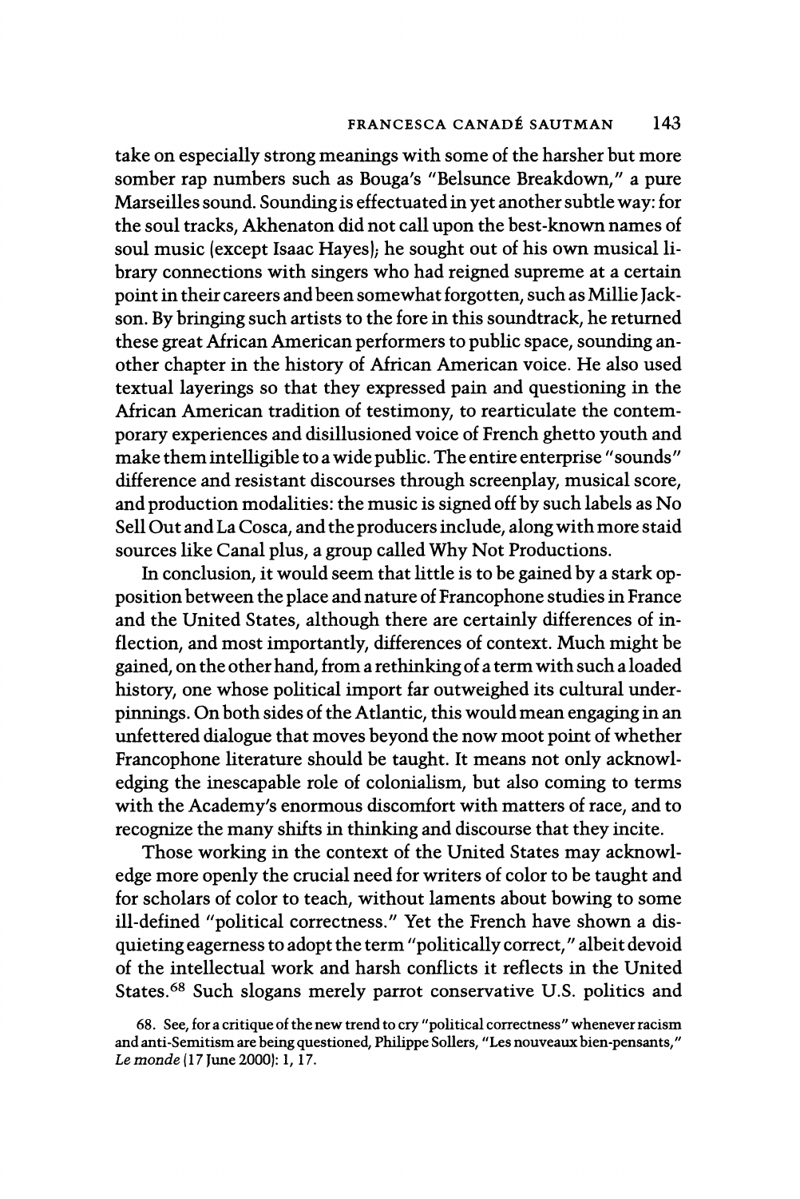take on especially strong meanings with some of the harsher but more somber rap numbers such as Bouga's "Belsunce Breakdown," a pure Marseilles sound. Sounding is effectuated in yet another subtle way: for the soul tracks, Akhenaton did not call upon the best-known names of soul music (except Isaac Hayes); he sought out of his own musical library connections with singers who had reigned supreme at a certain point in their careers and been somewhat forgotten, such as Millie Jackson. By bringing such artists to the fore in this soundtrack, he returned these great African American performers to public space, sounding another chapter in the history of African American voice. He also used textual layerings so that they expressed pain and questioning in the African American tradition of testimony, to rearticulate the contemporary experiences and disillusioned voice of French ghetto youth and make them intelligible to a wide public. The entire enterprise "sounds" difference and resistant discourses through screenplay, musical score, and production modalities: the music is signed off by such labels as No Sell Out and La Cosca, and the producers include, along with more staid sources like Canal plus, a group called Why Not Productions.

In conclusion, it would seem that little is to be gained by a stark opposition between the place and nature of Francophone studies in France and the United States, although there are certainly differences of inflection, and most importantly, differences of context. Much might be gained, on the other hand, from a rethinking of a term with such a loaded history, one whose political import far outweighed its cultural underpinnings. On both sides of the Atlantic, this would mean engaging in an unfettered dialogue that moves beyond the now moot point of whether Francophone literature should be taught. It means not only acknowledging the inescapable role of colonialism, but also coming to terms with the Academy's enormous discomfort with matters of race, and to recognize the many shifts in thinking and discourse that they incite.

Those working in the context of the United States may acknowledge more openly the crucial need for writers of color to be taught and for scholars of color to teach, without laments about bowing to some ill-defined "political correctness." Yet the French have shown a disquieting eagerness to adopt the term "politically correct," albeit devoid of the intellectual work and harsh conflicts it reflects in the United States.[68] Such slogans merely parrot conservative U.S. politics and

68. See, for a critique of the new trend to cry "political correctness" whenever racism and anti-Semitism are being questioned, Philippe Sollers, "Les nouveaux bien-pensants," *Le monde* (17 June 2000): 1, 17.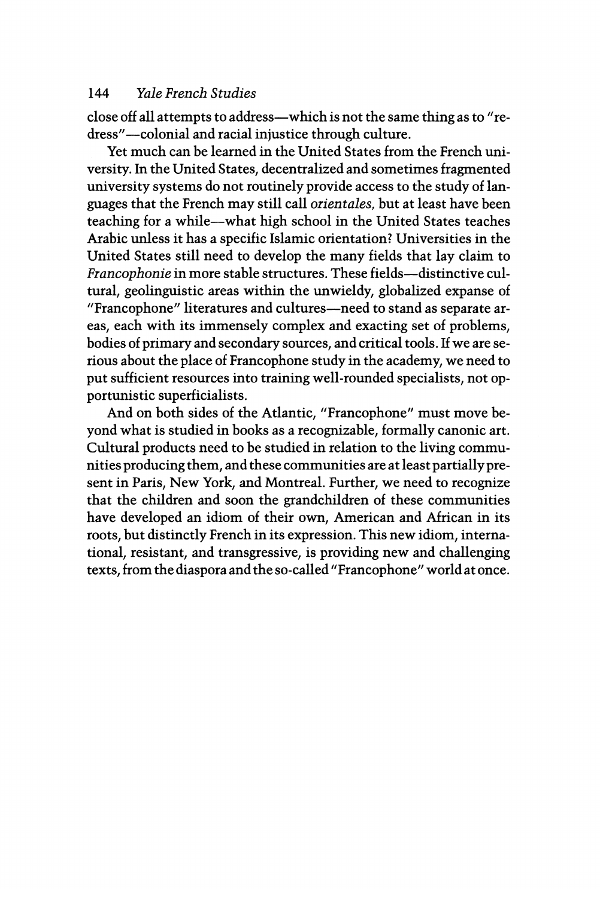close off all attempts to address—which is not the same thing as to "redress"—colonial and racial injustice through culture.

Yet much can be learned in the United States from the French university. In the United States, decentralized and sometimes fragmented university systems do not routinely provide access to the study of languages that the French may still call *orientales,* but at least have been teaching for a while—what high school in the United States teaches Arabic unless it has a specific Islamic orientation? Universities in the United States still need to develop the many fields that lay claim to *Francophonie* in more stable structures. These fields—distinctive cultural, geolinguistic areas within the unwieldy, globalized expanse of "Francophone" literatures and cultures—need to stand as separate areas, each with its immensely complex and exacting set of problems, bodies of primary and secondary sources, and critical tools. If we are serious about the place of Francophone study in the academy, we need to put sufficient resources into training well-rounded specialists, not opportunistic superficialists.

And on both sides of the Atlantic, "Francophone" must move beyond what is studied in books as a recognizable, formally canonic art. Cultural products need to be studied in relation to the living communities producing them, and these communities are at least partially present in Paris, New York, and Montreal. Further, we need to recognize that the children and soon the grandchildren of these communities have developed an idiom of their own, American and African in its roots, but distinctly French in its expression. This new idiom, international, resistant, and transgressive, is providing new and challenging texts, from the diaspora and the so-called "Francophone" world at once.